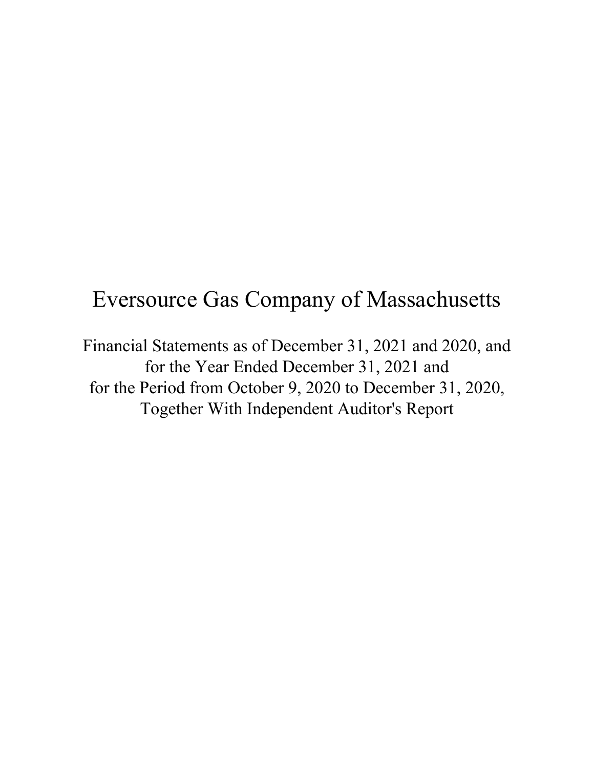# Eversource Gas Company of Massachusetts

Financial Statements as of December 31, 2021 and 2020, and
for the Year Ended December 31, 2021 and
for the Period from October 9, 2020 to December 31, 2020,
Together With Independent Auditor's Report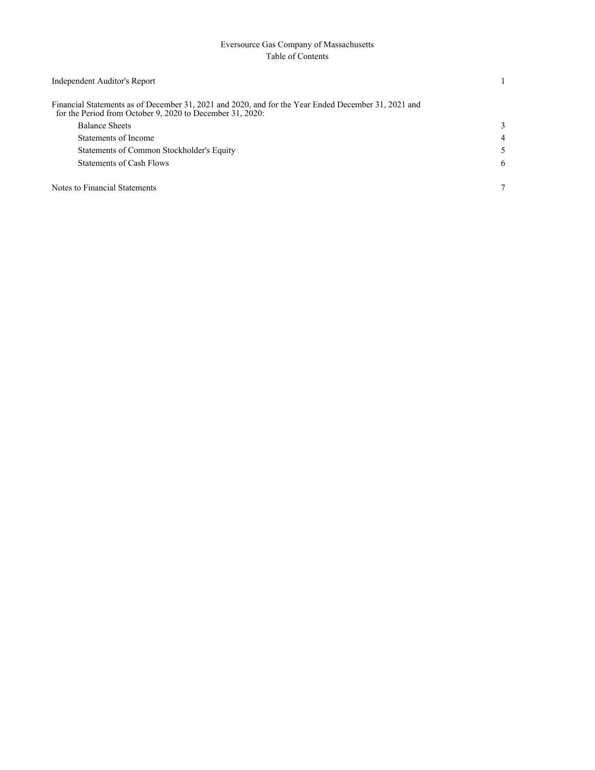# Eversource Gas Company of Massachusetts

## Table of Contents

| | |
|---|---|
| Independent Auditor's Report | 1 |
| Financial Statements as of December 31, 2021 and 2020, and for the Year Ended December 31, 2021 and for the Period from October 9, 2020 to December 31, 2020: | |
| Balance Sheets | 3 |
| Statements of Income | 4 |
| Statements of Common Stockholder's Equity | 5 |
| Statements of Cash Flows | 6 |
| Notes to Financial Statements | 7 |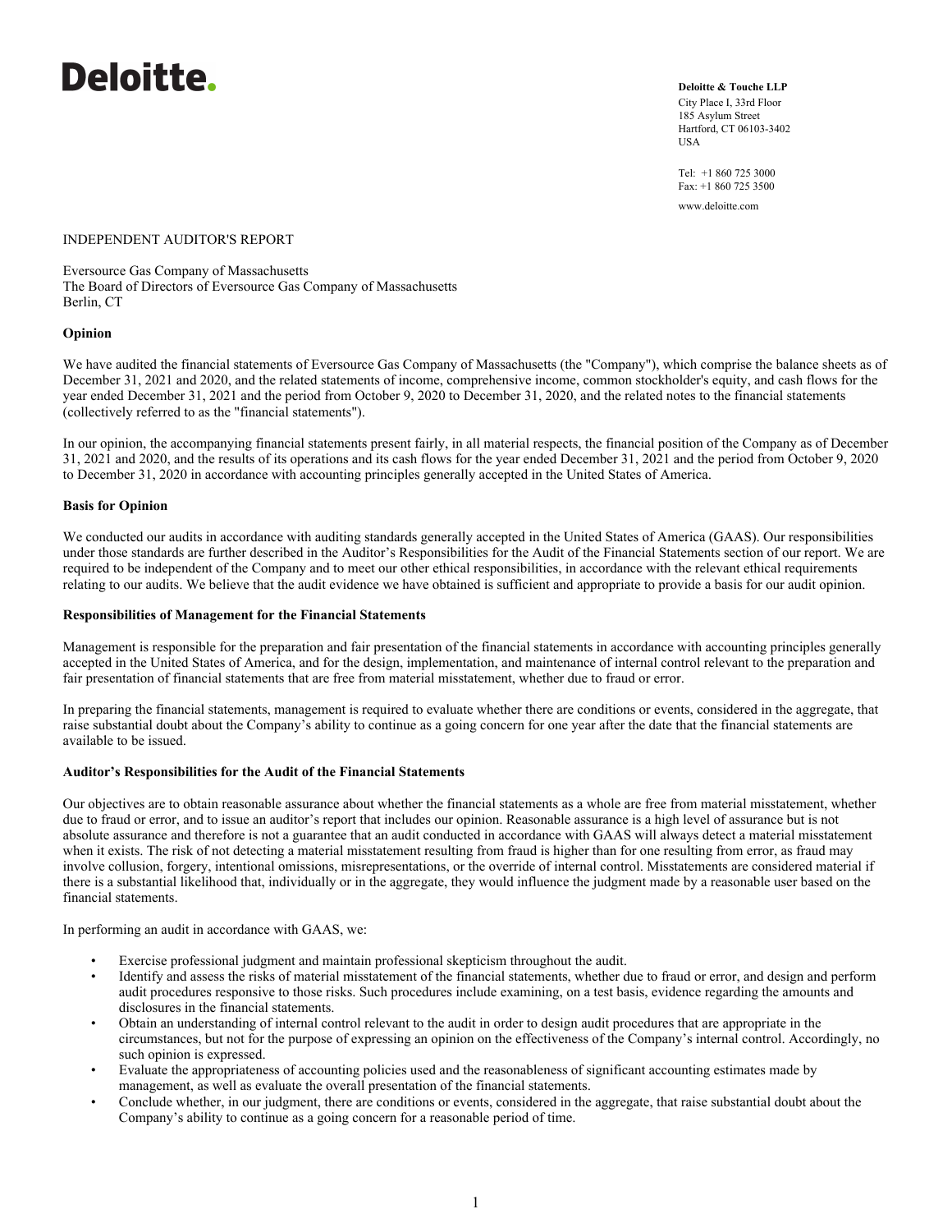**Deloitte.**

**Deloitte & Touche LLP**
City Place I, 33rd Floor
185 Asylum Street
Hartford, CT 06103-3402
USA

Tel: +1 860 725 3000
Fax: +1 860 725 3500
www.deloitte.com

INDEPENDENT AUDITOR'S REPORT

Eversource Gas Company of Massachusetts
The Board of Directors of Eversource Gas Company of Massachusetts
Berlin, CT

**Opinion**

We have audited the financial statements of Eversource Gas Company of Massachusetts (the "Company"), which comprise the balance sheets as of December 31, 2021 and 2020, and the related statements of income, comprehensive income, common stockholder's equity, and cash flows for the year ended December 31, 2021 and the period from October 9, 2020 to December 31, 2020, and the related notes to the financial statements (collectively referred to as the "financial statements").

In our opinion, the accompanying financial statements present fairly, in all material respects, the financial position of the Company as of December 31, 2021 and 2020, and the results of its operations and its cash flows for the year ended December 31, 2021 and the period from October 9, 2020 to December 31, 2020 in accordance with accounting principles generally accepted in the United States of America.

**Basis for Opinion**

We conducted our audits in accordance with auditing standards generally accepted in the United States of America (GAAS). Our responsibilities under those standards are further described in the Auditor's Responsibilities for the Audit of the Financial Statements section of our report. We are required to be independent of the Company and to meet our other ethical responsibilities, in accordance with the relevant ethical requirements relating to our audits. We believe that the audit evidence we have obtained is sufficient and appropriate to provide a basis for our audit opinion.

**Responsibilities of Management for the Financial Statements**

Management is responsible for the preparation and fair presentation of the financial statements in accordance with accounting principles generally accepted in the United States of America, and for the design, implementation, and maintenance of internal control relevant to the preparation and fair presentation of financial statements that are free from material misstatement, whether due to fraud or error.

In preparing the financial statements, management is required to evaluate whether there are conditions or events, considered in the aggregate, that raise substantial doubt about the Company's ability to continue as a going concern for one year after the date that the financial statements are available to be issued.

**Auditor's Responsibilities for the Audit of the Financial Statements**

Our objectives are to obtain reasonable assurance about whether the financial statements as a whole are free from material misstatement, whether due to fraud or error, and to issue an auditor's report that includes our opinion. Reasonable assurance is a high level of assurance but is not absolute assurance and therefore is not a guarantee that an audit conducted in accordance with GAAS will always detect a material misstatement when it exists. The risk of not detecting a material misstatement resulting from fraud is higher than for one resulting from error, as fraud may involve collusion, forgery, intentional omissions, misrepresentations, or the override of internal control. Misstatements are considered material if there is a substantial likelihood that, individually or in the aggregate, they would influence the judgment made by a reasonable user based on the financial statements.

In performing an audit in accordance with GAAS, we:

- Exercise professional judgment and maintain professional skepticism throughout the audit.
- Identify and assess the risks of material misstatement of the financial statements, whether due to fraud or error, and design and perform audit procedures responsive to those risks. Such procedures include examining, on a test basis, evidence regarding the amounts and disclosures in the financial statements.
- Obtain an understanding of internal control relevant to the audit in order to design audit procedures that are appropriate in the circumstances, but not for the purpose of expressing an opinion on the effectiveness of the Company's internal control. Accordingly, no such opinion is expressed.
- Evaluate the appropriateness of accounting policies used and the reasonableness of significant accounting estimates made by management, as well as evaluate the overall presentation of the financial statements.
- Conclude whether, in our judgment, there are conditions or events, considered in the aggregate, that raise substantial doubt about the Company's ability to continue as a going concern for a reasonable period of time.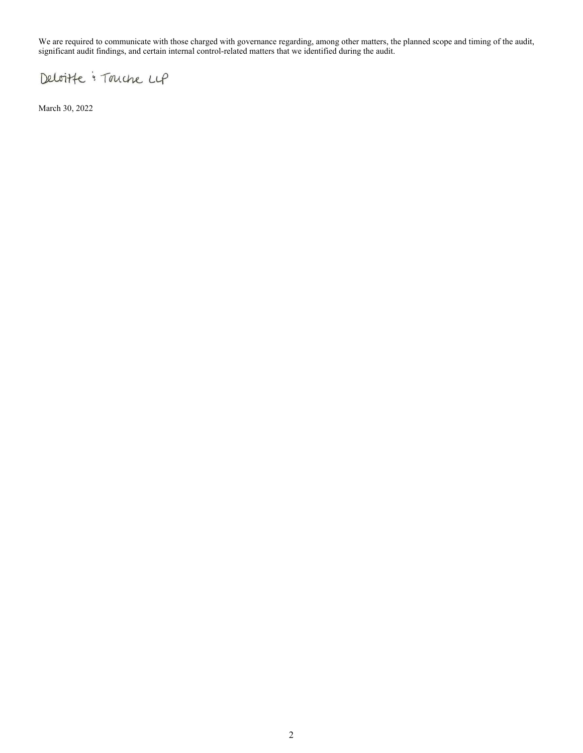We are required to communicate with those charged with governance regarding, among other matters, the planned scope and timing of the audit, significant audit findings, and certain internal control-related matters that we identified during the audit.

Deloitte & Touche LLP

March 30, 2022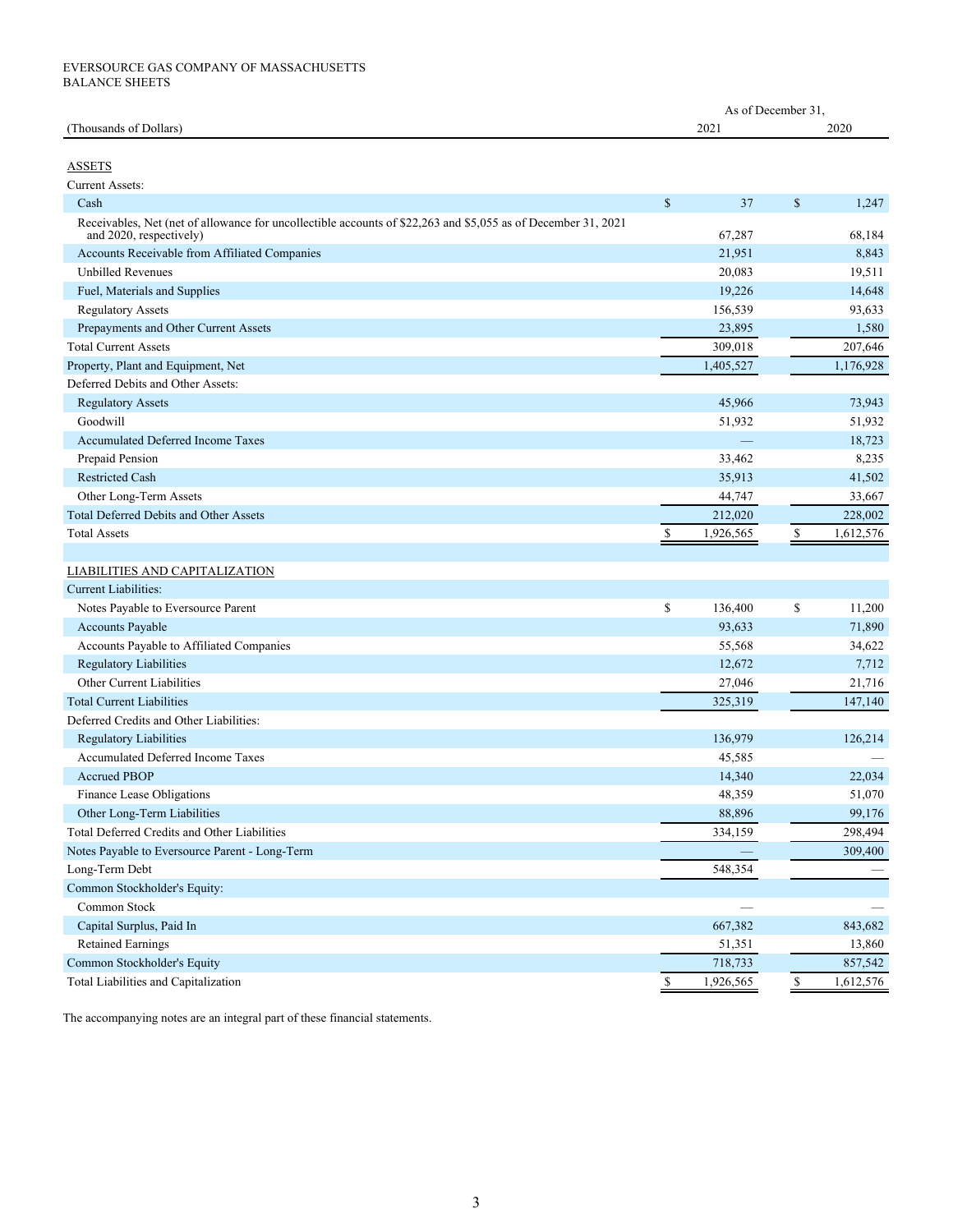EVERSOURCE GAS COMPANY OF MASSACHUSETTS
BALANCE SHEETS

| (Thousands of Dollars) | As of December 31, 2021 | 2020 |
|---|---|---|
| **ASSETS** | | |
| Current Assets: | | |
| Cash | $ 37 | $ 1,247 |
| Receivables, Net (net of allowance for uncollectible accounts of $22,263 and $5,055 as of December 31, 2021 and 2020, respectively) | 67,287 | 68,184 |
| Accounts Receivable from Affiliated Companies | 21,951 | 8,843 |
| Unbilled Revenues | 20,083 | 19,511 |
| Fuel, Materials and Supplies | 19,226 | 14,648 |
| Regulatory Assets | 156,539 | 93,633 |
| Prepayments and Other Current Assets | 23,895 | 1,580 |
| Total Current Assets | 309,018 | 207,646 |
| Property, Plant and Equipment, Net | 1,405,527 | 1,176,928 |
| Deferred Debits and Other Assets: | | |
| Regulatory Assets | 45,966 | 73,943 |
| Goodwill | 51,932 | 51,932 |
| Accumulated Deferred Income Taxes | — | 18,723 |
| Prepaid Pension | 33,462 | 8,235 |
| Restricted Cash | 35,913 | 41,502 |
| Other Long-Term Assets | 44,747 | 33,667 |
| Total Deferred Debits and Other Assets | 212,020 | 228,002 |
| Total Assets | $ 1,926,565 | $ 1,612,576 |
| | | |
| **LIABILITIES AND CAPITALIZATION** | | |
| Current Liabilities: | | |
| Notes Payable to Eversource Parent | $ 136,400 | $ 11,200 |
| Accounts Payable | 93,633 | 71,890 |
| Accounts Payable to Affiliated Companies | 55,568 | 34,622 |
| Regulatory Liabilities | 12,672 | 7,712 |
| Other Current Liabilities | 27,046 | 21,716 |
| Total Current Liabilities | 325,319 | 147,140 |
| Deferred Credits and Other Liabilities: | | |
| Regulatory Liabilities | 136,979 | 126,214 |
| Accumulated Deferred Income Taxes | 45,585 | — |
| Accrued PBOP | 14,340 | 22,034 |
| Finance Lease Obligations | 48,359 | 51,070 |
| Other Long-Term Liabilities | 88,896 | 99,176 |
| Total Deferred Credits and Other Liabilities | 334,159 | 298,494 |
| Notes Payable to Eversource Parent - Long-Term | — | 309,400 |
| Long-Term Debt | 548,354 | — |
| Common Stockholder's Equity: | | |
| Common Stock | — | — |
| Capital Surplus, Paid In | 667,382 | 843,682 |
| Retained Earnings | 51,351 | 13,860 |
| Common Stockholder's Equity | 718,733 | 857,542 |
| Total Liabilities and Capitalization | $ 1,926,565 | $ 1,612,576 |

The accompanying notes are an integral part of these financial statements.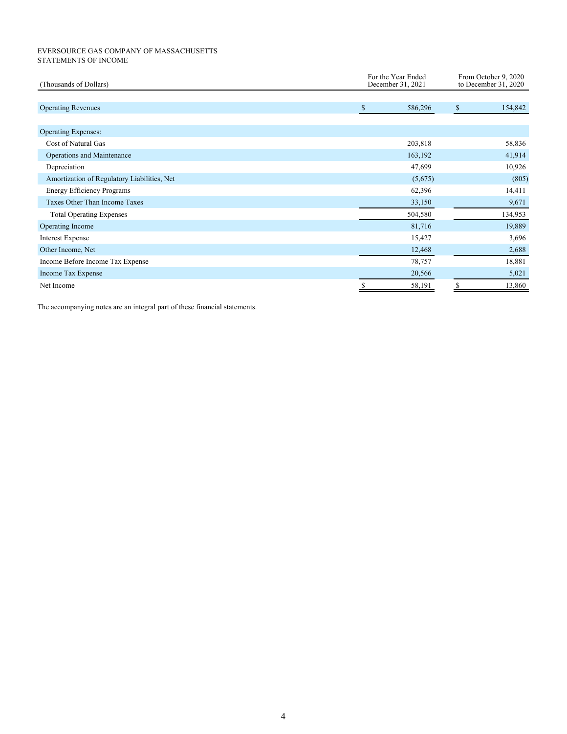EVERSOURCE GAS COMPANY OF MASSACHUSETTS
STATEMENTS OF INCOME

| (Thousands of Dollars) | For the Year Ended December 31, 2021 | From October 9, 2020 to December 31, 2020 |
|---|---|---|
| Operating Revenues | $ 586,296 | $ 154,842 |
| Operating Expenses: | | |
| Cost of Natural Gas | 203,818 | 58,836 |
| Operations and Maintenance | 163,192 | 41,914 |
| Depreciation | 47,699 | 10,926 |
| Amortization of Regulatory Liabilities, Net | (5,675) | (805) |
| Energy Efficiency Programs | 62,396 | 14,411 |
| Taxes Other Than Income Taxes | 33,150 | 9,671 |
| Total Operating Expenses | 504,580 | 134,953 |
| Operating Income | 81,716 | 19,889 |
| Interest Expense | 15,427 | 3,696 |
| Other Income, Net | 12,468 | 2,688 |
| Income Before Income Tax Expense | 78,757 | 18,881 |
| Income Tax Expense | 20,566 | 5,021 |
| Net Income | $ 58,191 | $ 13,860 |

The accompanying notes are an integral part of these financial statements.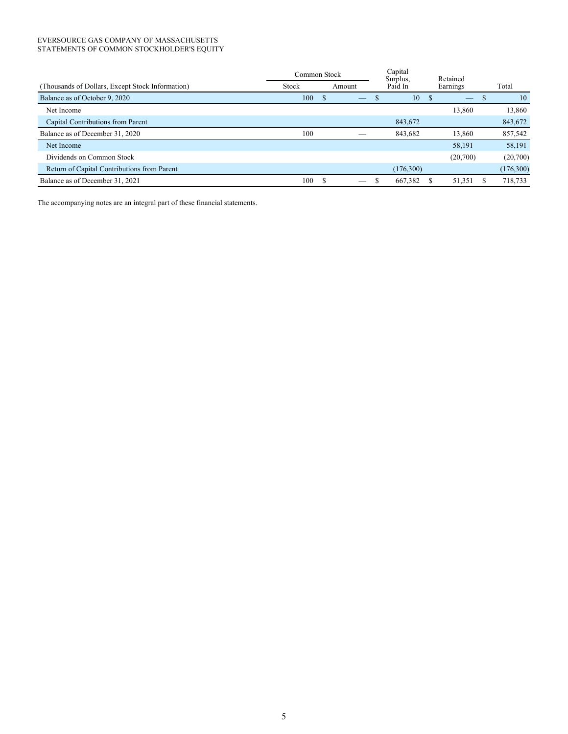EVERSOURCE GAS COMPANY OF MASSACHUSETTS
STATEMENTS OF COMMON STOCKHOLDER'S EQUITY

| (Thousands of Dollars, Except Stock Information) | Common Stock | | Capital Surplus, Paid In | Retained Earnings | Total |
|---|---|---|---|---|---|
| | Stock | Amount | | | |
| Balance as of October 9, 2020 | 100 | $ — | $ 10 | $ — | $ 10 |
| Net Income | | | | 13,860 | 13,860 |
| Capital Contributions from Parent | | | 843,672 | | 843,672 |
| Balance as of December 31, 2020 | 100 | — | 843,682 | 13,860 | 857,542 |
| Net Income | | | | 58,191 | 58,191 |
| Dividends on Common Stock | | | | (20,700) | (20,700) |
| Return of Capital Contributions from Parent | | | (176,300) | | (176,300) |
| Balance as of December 31, 2021 | 100 | $ — | $ 667,382 | $ 51,351 | $ 718,733 |

The accompanying notes are an integral part of these financial statements.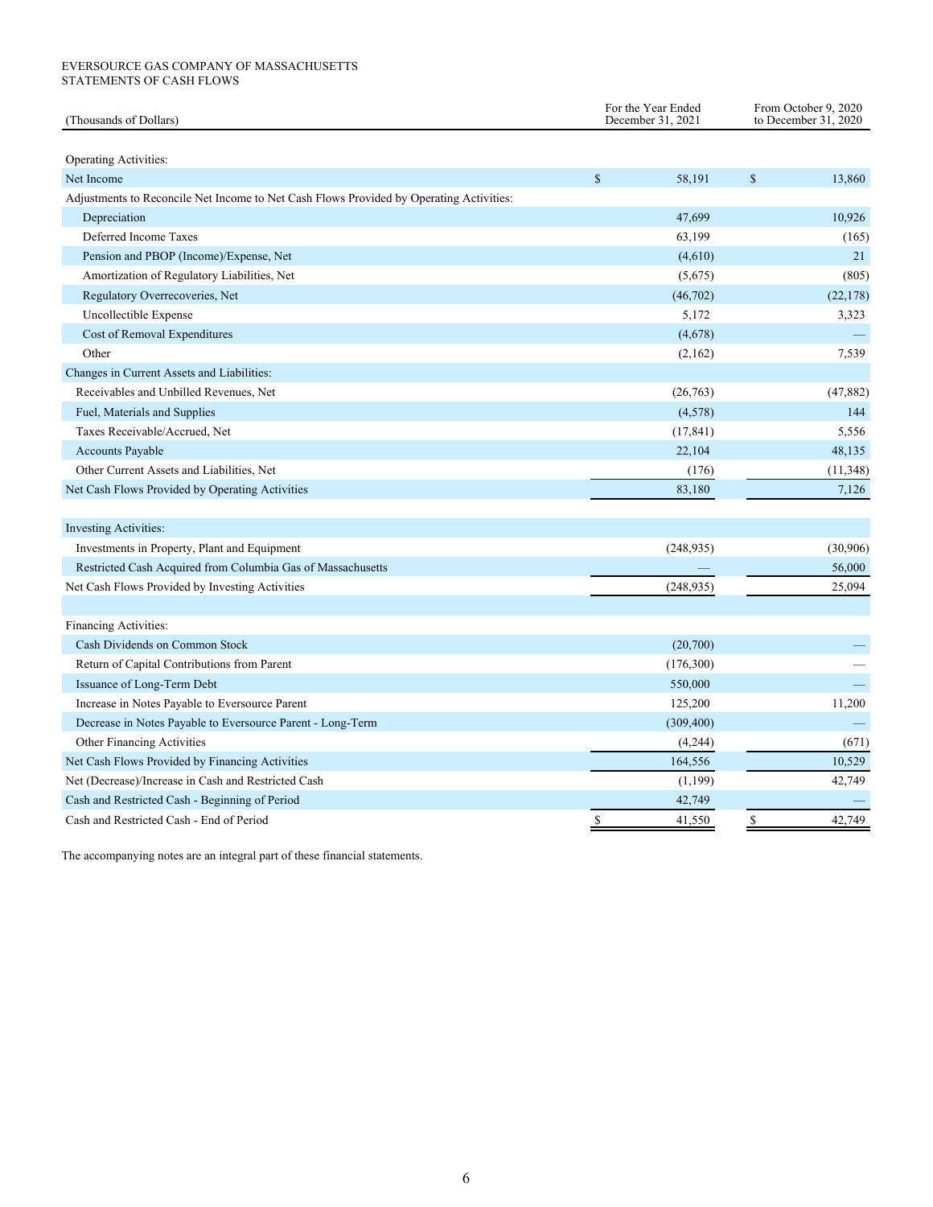EVERSOURCE GAS COMPANY OF MASSACHUSETTS
STATEMENTS OF CASH FLOWS

| (Thousands of Dollars) | For the Year Ended December 31, 2021 | From October 9, 2020 to December 31, 2020 |
|---|---|---|
| Operating Activities: | | |
| Net Income | $ 58,191 | $ 13,860 |
| Adjustments to Reconcile Net Income to Net Cash Flows Provided by Operating Activities: | | |
| Depreciation | 47,699 | 10,926 |
| Deferred Income Taxes | 63,199 | (165) |
| Pension and PBOP (Income)/Expense, Net | (4,610) | 21 |
| Amortization of Regulatory Liabilities, Net | (5,675) | (805) |
| Regulatory Overrecoveries, Net | (46,702) | (22,178) |
| Uncollectible Expense | 5,172 | 3,323 |
| Cost of Removal Expenditures | (4,678) | — |
| Other | (2,162) | 7,539 |
| Changes in Current Assets and Liabilities: | | |
| Receivables and Unbilled Revenues, Net | (26,763) | (47,882) |
| Fuel, Materials and Supplies | (4,578) | 144 |
| Taxes Receivable/Accrued, Net | (17,841) | 5,556 |
| Accounts Payable | 22,104 | 48,135 |
| Other Current Assets and Liabilities, Net | (176) | (11,348) |
| Net Cash Flows Provided by Operating Activities | 83,180 | 7,126 |
| Investing Activities: | | |
| Investments in Property, Plant and Equipment | (248,935) | (30,906) |
| Restricted Cash Acquired from Columbia Gas of Massachusetts | — | 56,000 |
| Net Cash Flows Provided by Investing Activities | (248,935) | 25,094 |
| Financing Activities: | | |
| Cash Dividends on Common Stock | (20,700) | — |
| Return of Capital Contributions from Parent | (176,300) | — |
| Issuance of Long-Term Debt | 550,000 | — |
| Increase in Notes Payable to Eversource Parent | 125,200 | 11,200 |
| Decrease in Notes Payable to Eversource Parent - Long-Term | (309,400) | — |
| Other Financing Activities | (4,244) | (671) |
| Net Cash Flows Provided by Financing Activities | 164,556 | 10,529 |
| Net (Decrease)/Increase in Cash and Restricted Cash | (1,199) | 42,749 |
| Cash and Restricted Cash - Beginning of Period | 42,749 | — |
| Cash and Restricted Cash - End of Period | $ 41,550 | $ 42,749 |

The accompanying notes are an integral part of these financial statements.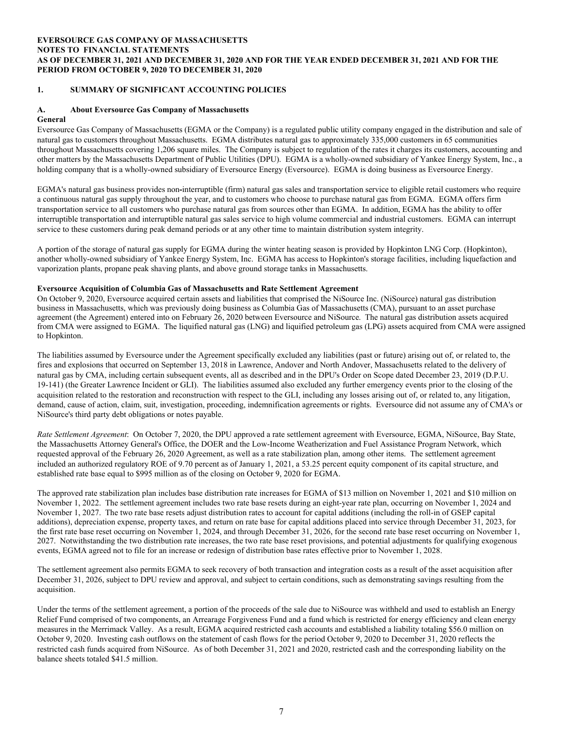**EVERSOURCE GAS COMPANY OF MASSACHUSETTS**
**NOTES TO FINANCIAL STATEMENTS**
**AS OF DECEMBER 31, 2021 AND DECEMBER 31, 2020 AND FOR THE YEAR ENDED DECEMBER 31, 2021 AND FOR THE PERIOD FROM OCTOBER 9, 2020 TO DECEMBER 31, 2020**

## 1. SUMMARY OF SIGNIFICANT ACCOUNTING POLICIES

### A. About Eversource Gas Company of Massachusetts

**General**

Eversource Gas Company of Massachusetts (EGMA or the Company) is a regulated public utility company engaged in the distribution and sale of natural gas to customers throughout Massachusetts. EGMA distributes natural gas to approximately 335,000 customers in 65 communities throughout Massachusetts covering 1,206 square miles. The Company is subject to regulation of the rates it charges its customers, accounting and other matters by the Massachusetts Department of Public Utilities (DPU). EGMA is a wholly-owned subsidiary of Yankee Energy System, Inc., a holding company that is a wholly-owned subsidiary of Eversource Energy (Eversource). EGMA is doing business as Eversource Energy.

EGMA's natural gas business provides non-interruptible (firm) natural gas sales and transportation service to eligible retail customers who require a continuous natural gas supply throughout the year, and to customers who choose to purchase natural gas from EGMA. EGMA offers firm transportation service to all customers who purchase natural gas from sources other than EGMA. In addition, EGMA has the ability to offer interruptible transportation and interruptible natural gas sales service to high volume commercial and industrial customers. EGMA can interrupt service to these customers during peak demand periods or at any other time to maintain distribution system integrity.

A portion of the storage of natural gas supply for EGMA during the winter heating season is provided by Hopkinton LNG Corp. (Hopkinton), another wholly-owned subsidiary of Yankee Energy System, Inc. EGMA has access to Hopkinton's storage facilities, including liquefaction and vaporization plants, propane peak shaving plants, and above ground storage tanks in Massachusetts.

**Eversource Acquisition of Columbia Gas of Massachusetts and Rate Settlement Agreement**

On October 9, 2020, Eversource acquired certain assets and liabilities that comprised the NiSource Inc. (NiSource) natural gas distribution business in Massachusetts, which was previously doing business as Columbia Gas of Massachusetts (CMA), pursuant to an asset purchase agreement (the Agreement) entered into on February 26, 2020 between Eversource and NiSource. The natural gas distribution assets acquired from CMA were assigned to EGMA. The liquified natural gas (LNG) and liquified petroleum gas (LPG) assets acquired from CMA were assigned to Hopkinton.

The liabilities assumed by Eversource under the Agreement specifically excluded any liabilities (past or future) arising out of, or related to, the fires and explosions that occurred on September 13, 2018 in Lawrence, Andover and North Andover, Massachusetts related to the delivery of natural gas by CMA, including certain subsequent events, all as described and in the DPU's Order on Scope dated December 23, 2019 (D.P.U. 19-141) (the Greater Lawrence Incident or GLI). The liabilities assumed also excluded any further emergency events prior to the closing of the acquisition related to the restoration and reconstruction with respect to the GLI, including any losses arising out of, or related to, any litigation, demand, cause of action, claim, suit, investigation, proceeding, indemnification agreements or rights. Eversource did not assume any of CMA's or NiSource's third party debt obligations or notes payable.

*Rate Settlement Agreement*: On October 7, 2020, the DPU approved a rate settlement agreement with Eversource, EGMA, NiSource, Bay State, the Massachusetts Attorney General's Office, the DOER and the Low-Income Weatherization and Fuel Assistance Program Network, which requested approval of the February 26, 2020 Agreement, as well as a rate stabilization plan, among other items. The settlement agreement included an authorized regulatory ROE of 9.70 percent as of January 1, 2021, a 53.25 percent equity component of its capital structure, and established rate base equal to $995 million as of the closing on October 9, 2020 for EGMA.

The approved rate stabilization plan includes base distribution rate increases for EGMA of $13 million on November 1, 2021 and $10 million on November 1, 2022. The settlement agreement includes two rate base resets during an eight-year rate plan, occurring on November 1, 2024 and November 1, 2027. The two rate base resets adjust distribution rates to account for capital additions (including the roll-in of GSEP capital additions), depreciation expense, property taxes, and return on rate base for capital additions placed into service through December 31, 2023, for the first rate base reset occurring on November 1, 2024, and through December 31, 2026, for the second rate base reset occurring on November 1, 2027. Notwithstanding the two distribution rate increases, the two rate base reset provisions, and potential adjustments for qualifying exogenous events, EGMA agreed not to file for an increase or redesign of distribution base rates effective prior to November 1, 2028.

The settlement agreement also permits EGMA to seek recovery of both transaction and integration costs as a result of the asset acquisition after December 31, 2026, subject to DPU review and approval, and subject to certain conditions, such as demonstrating savings resulting from the acquisition.

Under the terms of the settlement agreement, a portion of the proceeds of the sale due to NiSource was withheld and used to establish an Energy Relief Fund comprised of two components, an Arrearage Forgiveness Fund and a fund which is restricted for energy efficiency and clean energy measures in the Merrimack Valley. As a result, EGMA acquired restricted cash accounts and established a liability totaling $56.0 million on October 9, 2020. Investing cash outflows on the statement of cash flows for the period October 9, 2020 to December 31, 2020 reflects the restricted cash funds acquired from NiSource. As of both December 31, 2021 and 2020, restricted cash and the corresponding liability on the balance sheets totaled $41.5 million.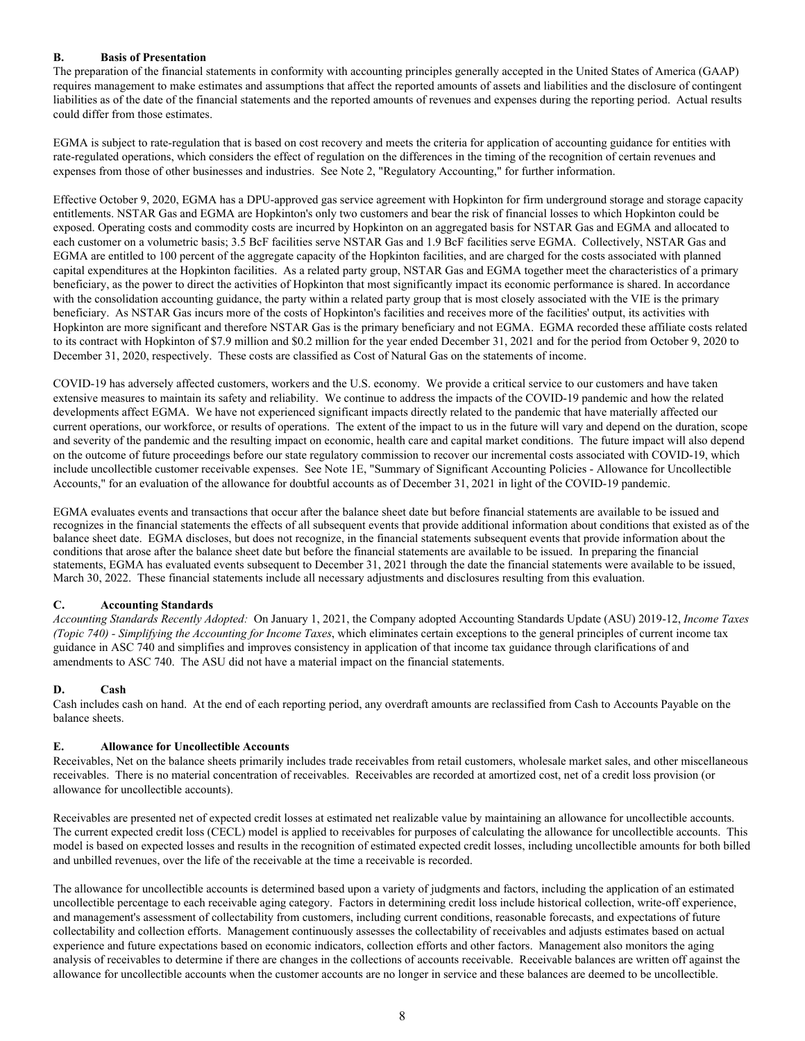### B. Basis of Presentation

The preparation of the financial statements in conformity with accounting principles generally accepted in the United States of America (GAAP) requires management to make estimates and assumptions that affect the reported amounts of assets and liabilities and the disclosure of contingent liabilities as of the date of the financial statements and the reported amounts of revenues and expenses during the reporting period. Actual results could differ from those estimates.

EGMA is subject to rate-regulation that is based on cost recovery and meets the criteria for application of accounting guidance for entities with rate-regulated operations, which considers the effect of regulation on the differences in the timing of the recognition of certain revenues and expenses from those of other businesses and industries. See Note 2, "Regulatory Accounting," for further information.

Effective October 9, 2020, EGMA has a DPU-approved gas service agreement with Hopkinton for firm underground storage and storage capacity entitlements. NSTAR Gas and EGMA are Hopkinton's only two customers and bear the risk of financial losses to which Hopkinton could be exposed. Operating costs and commodity costs are incurred by Hopkinton on an aggregated basis for NSTAR Gas and EGMA and allocated to each customer on a volumetric basis; 3.5 BcF facilities serve NSTAR Gas and 1.9 BcF facilities serve EGMA. Collectively, NSTAR Gas and EGMA are entitled to 100 percent of the aggregate capacity of the Hopkinton facilities, and are charged for the costs associated with planned capital expenditures at the Hopkinton facilities. As a related party group, NSTAR Gas and EGMA together meet the characteristics of a primary beneficiary, as the power to direct the activities of Hopkinton that most significantly impact its economic performance is shared. In accordance with the consolidation accounting guidance, the party within a related party group that is most closely associated with the VIE is the primary beneficiary. As NSTAR Gas incurs more of the costs of Hopkinton's facilities and receives more of the facilities' output, its activities with Hopkinton are more significant and therefore NSTAR Gas is the primary beneficiary and not EGMA. EGMA recorded these affiliate costs related to its contract with Hopkinton of $7.9 million and $0.2 million for the year ended December 31, 2021 and for the period from October 9, 2020 to December 31, 2020, respectively. These costs are classified as Cost of Natural Gas on the statements of income.

COVID-19 has adversely affected customers, workers and the U.S. economy. We provide a critical service to our customers and have taken extensive measures to maintain its safety and reliability. We continue to address the impacts of the COVID-19 pandemic and how the related developments affect EGMA. We have not experienced significant impacts directly related to the pandemic that have materially affected our current operations, our workforce, or results of operations. The extent of the impact to us in the future will vary and depend on the duration, scope and severity of the pandemic and the resulting impact on economic, health care and capital market conditions. The future impact will also depend on the outcome of future proceedings before our state regulatory commission to recover our incremental costs associated with COVID-19, which include uncollectible customer receivable expenses. See Note 1E, "Summary of Significant Accounting Policies - Allowance for Uncollectible Accounts," for an evaluation of the allowance for doubtful accounts as of December 31, 2021 in light of the COVID-19 pandemic.

EGMA evaluates events and transactions that occur after the balance sheet date but before financial statements are available to be issued and recognizes in the financial statements the effects of all subsequent events that provide additional information about conditions that existed as of the balance sheet date. EGMA discloses, but does not recognize, in the financial statements subsequent events that provide information about the conditions that arose after the balance sheet date but before the financial statements are available to be issued. In preparing the financial statements, EGMA has evaluated events subsequent to December 31, 2021 through the date the financial statements were available to be issued, March 30, 2022. These financial statements include all necessary adjustments and disclosures resulting from this evaluation.

### C. Accounting Standards

*Accounting Standards Recently Adopted:* On January 1, 2021, the Company adopted Accounting Standards Update (ASU) 2019-12, *Income Taxes (Topic 740) - Simplifying the Accounting for Income Taxes*, which eliminates certain exceptions to the general principles of current income tax guidance in ASC 740 and simplifies and improves consistency in application of that income tax guidance through clarifications of and amendments to ASC 740. The ASU did not have a material impact on the financial statements.

### D. Cash

Cash includes cash on hand. At the end of each reporting period, any overdraft amounts are reclassified from Cash to Accounts Payable on the balance sheets.

### E. Allowance for Uncollectible Accounts

Receivables, Net on the balance sheets primarily includes trade receivables from retail customers, wholesale market sales, and other miscellaneous receivables. There is no material concentration of receivables. Receivables are recorded at amortized cost, net of a credit loss provision (or allowance for uncollectible accounts).

Receivables are presented net of expected credit losses at estimated net realizable value by maintaining an allowance for uncollectible accounts. The current expected credit loss (CECL) model is applied to receivables for purposes of calculating the allowance for uncollectible accounts. This model is based on expected losses and results in the recognition of estimated expected credit losses, including uncollectible amounts for both billed and unbilled revenues, over the life of the receivable at the time a receivable is recorded.

The allowance for uncollectible accounts is determined based upon a variety of judgments and factors, including the application of an estimated uncollectible percentage to each receivable aging category. Factors in determining credit loss include historical collection, write-off experience, and management's assessment of collectability from customers, including current conditions, reasonable forecasts, and expectations of future collectability and collection efforts. Management continuously assesses the collectability of receivables and adjusts estimates based on actual experience and future expectations based on economic indicators, collection efforts and other factors. Management also monitors the aging analysis of receivables to determine if there are changes in the collections of accounts receivable. Receivable balances are written off against the allowance for uncollectible accounts when the customer accounts are no longer in service and these balances are deemed to be uncollectible.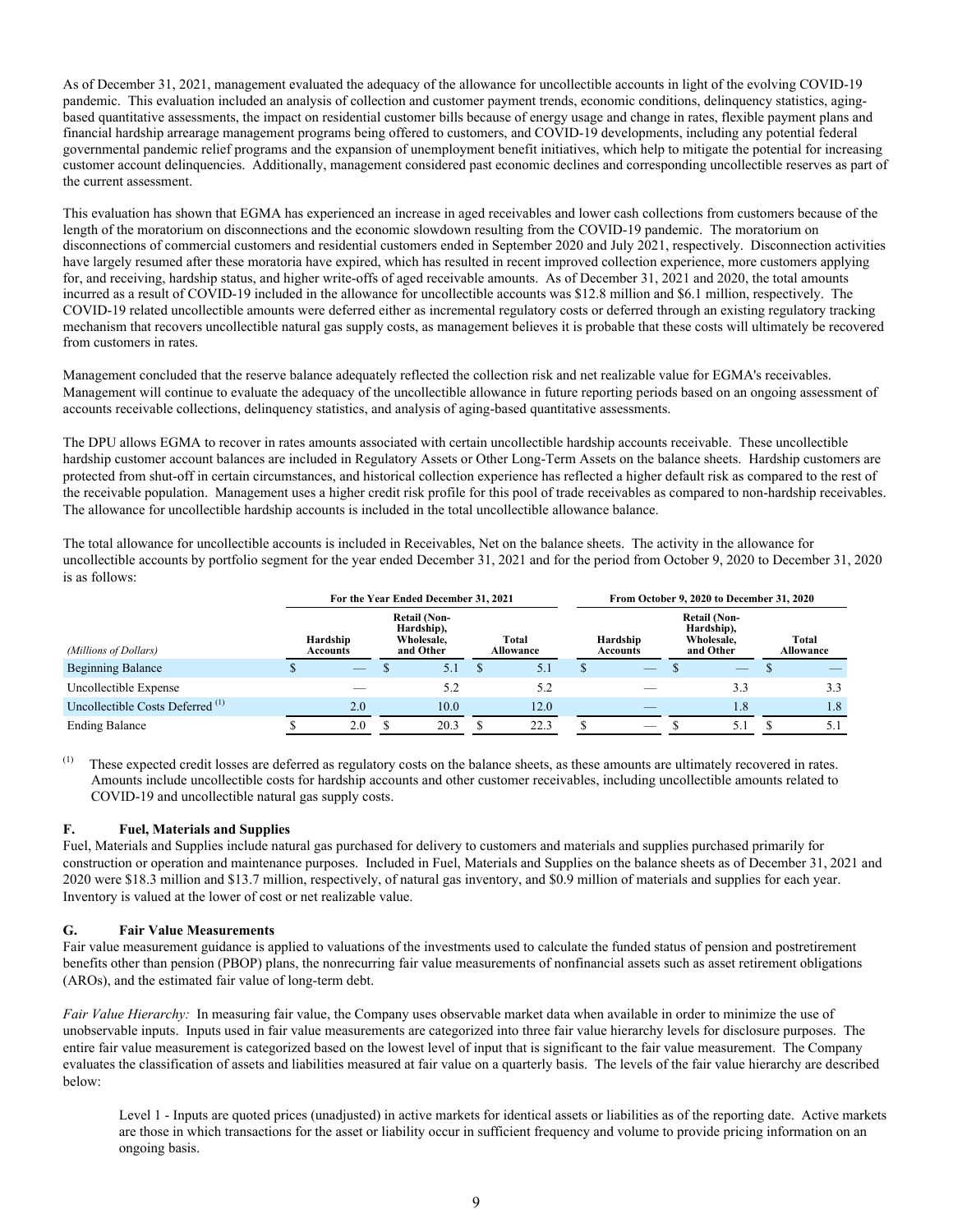As of December 31, 2021, management evaluated the adequacy of the allowance for uncollectible accounts in light of the evolving COVID-19 pandemic. This evaluation included an analysis of collection and customer payment trends, economic conditions, delinquency statistics, aging-based quantitative assessments, the impact on residential customer bills because of energy usage and change in rates, flexible payment plans and financial hardship arrearage management programs being offered to customers, and COVID-19 developments, including any potential federal governmental pandemic relief programs and the expansion of unemployment benefit initiatives, which help to mitigate the potential for increasing customer account delinquencies. Additionally, management considered past economic declines and corresponding uncollectible reserves as part of the current assessment.

This evaluation has shown that EGMA has experienced an increase in aged receivables and lower cash collections from customers because of the length of the moratorium on disconnections and the economic slowdown resulting from the COVID-19 pandemic. The moratorium on disconnections of commercial customers and residential customers ended in September 2020 and July 2021, respectively. Disconnection activities have largely resumed after these moratoria have expired, which has resulted in recent improved collection experience, more customers applying for, and receiving, hardship status, and higher write-offs of aged receivable amounts. As of December 31, 2021 and 2020, the total amounts incurred as a result of COVID-19 included in the allowance for uncollectible accounts was $12.8 million and $6.1 million, respectively. The COVID-19 related uncollectible amounts were deferred either as incremental regulatory costs or deferred through an existing regulatory tracking mechanism that recovers uncollectible natural gas supply costs, as management believes it is probable that these costs will ultimately be recovered from customers in rates.

Management concluded that the reserve balance adequately reflected the collection risk and net realizable value for EGMA's receivables. Management will continue to evaluate the adequacy of the uncollectible allowance in future reporting periods based on an ongoing assessment of accounts receivable collections, delinquency statistics, and analysis of aging-based quantitative assessments.

The DPU allows EGMA to recover in rates amounts associated with certain uncollectible hardship accounts receivable. These uncollectible hardship customer account balances are included in Regulatory Assets or Other Long-Term Assets on the balance sheets. Hardship customers are protected from shut-off in certain circumstances, and historical collection experience has reflected a higher default risk as compared to the rest of the receivable population. Management uses a higher credit risk profile for this pool of trade receivables as compared to non-hardship receivables. The allowance for uncollectible hardship accounts is included in the total uncollectible allowance balance.

The total allowance for uncollectible accounts is included in Receivables, Net on the balance sheets. The activity in the allowance for uncollectible accounts by portfolio segment for the year ended December 31, 2021 and for the period from October 9, 2020 to December 31, 2020 is as follows:

| | For the Year Ended December 31, 2021 | | | From October 9, 2020 to December 31, 2020 | | |
|---|---|---|---|---|---|---|
| *(Millions of Dollars)* | Hardship Accounts | Retail (Non-Hardship), Wholesale, and Other | Total Allowance | Hardship Accounts | Retail (Non-Hardship), Wholesale, and Other | Total Allowance |
| Beginning Balance | $ — | $ 5.1 | $ 5.1 | $ — | $ — | $ — |
| Uncollectible Expense | — | 5.2 | 5.2 | — | 3.3 | 3.3 |
| Uncollectible Costs Deferred [(1)] | 2.0 | 10.0 | 12.0 | — | 1.8 | 1.8 |
| Ending Balance | $ 2.0 | $ 20.3 | $ 22.3 | $ — | $ 5.1 | $ 5.1 |

(1) These expected credit losses are deferred as regulatory costs on the balance sheets, as these amounts are ultimately recovered in rates. Amounts include uncollectible costs for hardship accounts and other customer receivables, including uncollectible amounts related to COVID-19 and uncollectible natural gas supply costs.

### F. Fuel, Materials and Supplies

Fuel, Materials and Supplies include natural gas purchased for delivery to customers and materials and supplies purchased primarily for construction or operation and maintenance purposes. Included in Fuel, Materials and Supplies on the balance sheets as of December 31, 2021 and 2020 were $18.3 million and $13.7 million, respectively, of natural gas inventory, and $0.9 million of materials and supplies for each year. Inventory is valued at the lower of cost or net realizable value.

### G. Fair Value Measurements

Fair value measurement guidance is applied to valuations of the investments used to calculate the funded status of pension and postretirement benefits other than pension (PBOP) plans, the nonrecurring fair value measurements of nonfinancial assets such as asset retirement obligations (AROs), and the estimated fair value of long-term debt.

*Fair Value Hierarchy:* In measuring fair value, the Company uses observable market data when available in order to minimize the use of unobservable inputs. Inputs used in fair value measurements are categorized into three fair value hierarchy levels for disclosure purposes. The entire fair value measurement is categorized based on the lowest level of input that is significant to the fair value measurement. The Company evaluates the classification of assets and liabilities measured at fair value on a quarterly basis. The levels of the fair value hierarchy are described below:

Level 1 - Inputs are quoted prices (unadjusted) in active markets for identical assets or liabilities as of the reporting date. Active markets are those in which transactions for the asset or liability occur in sufficient frequency and volume to provide pricing information on an ongoing basis.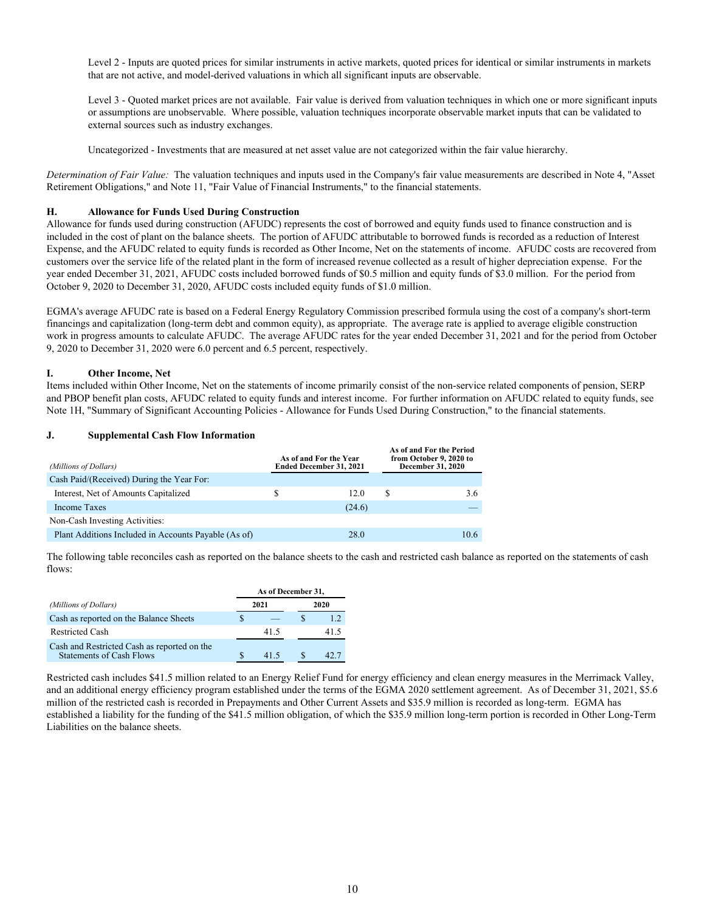Level 2 - Inputs are quoted prices for similar instruments in active markets, quoted prices for identical or similar instruments in markets that are not active, and model-derived valuations in which all significant inputs are observable.

Level 3 - Quoted market prices are not available. Fair value is derived from valuation techniques in which one or more significant inputs or assumptions are unobservable. Where possible, valuation techniques incorporate observable market inputs that can be validated to external sources such as industry exchanges.

Uncategorized - Investments that are measured at net asset value are not categorized within the fair value hierarchy.

*Determination of Fair Value:* The valuation techniques and inputs used in the Company's fair value measurements are described in Note 4, "Asset Retirement Obligations," and Note 11, "Fair Value of Financial Instruments," to the financial statements.

### H. Allowance for Funds Used During Construction

Allowance for funds used during construction (AFUDC) represents the cost of borrowed and equity funds used to finance construction and is included in the cost of plant on the balance sheets. The portion of AFUDC attributable to borrowed funds is recorded as a reduction of Interest Expense, and the AFUDC related to equity funds is recorded as Other Income, Net on the statements of income. AFUDC costs are recovered from customers over the service life of the related plant in the form of increased revenue collected as a result of higher depreciation expense. For the year ended December 31, 2021, AFUDC costs included borrowed funds of $0.5 million and equity funds of $3.0 million. For the period from October 9, 2020 to December 31, 2020, AFUDC costs included equity funds of $1.0 million.

EGMA's average AFUDC rate is based on a Federal Energy Regulatory Commission prescribed formula using the cost of a company's short-term financings and capitalization (long-term debt and common equity), as appropriate. The average rate is applied to average eligible construction work in progress amounts to calculate AFUDC. The average AFUDC rates for the year ended December 31, 2021 and for the period from October 9, 2020 to December 31, 2020 were 6.0 percent and 6.5 percent, respectively.

### I. Other Income, Net

Items included within Other Income, Net on the statements of income primarily consist of the non-service related components of pension, SERP and PBOP benefit plan costs, AFUDC related to equity funds and interest income. For further information on AFUDC related to equity funds, see Note 1H, "Summary of Significant Accounting Policies - Allowance for Funds Used During Construction," to the financial statements.

### J. Supplemental Cash Flow Information

| *(Millions of Dollars)* | As of and For the Year Ended December 31, 2021 | As of and For the Period from October 9, 2020 to December 31, 2020 |
|---|---|---|
| Cash Paid/(Received) During the Year For: | | |
| Interest, Net of Amounts Capitalized | $ 12.0 | $ 3.6 |
| Income Taxes | (24.6) | — |
| Non-Cash Investing Activities: | | |
| Plant Additions Included in Accounts Payable (As of) | 28.0 | 10.6 |

The following table reconciles cash as reported on the balance sheets to the cash and restricted cash balance as reported on the statements of cash flows:

| *(Millions of Dollars)* | As of December 31, 2021 | As of December 31, 2020 |
|---|---|---|
| Cash as reported on the Balance Sheets | $ — | $ 1.2 |
| Restricted Cash | 41.5 | 41.5 |
| Cash and Restricted Cash as reported on the Statements of Cash Flows | $ 41.5 | $ 42.7 |

Restricted cash includes $41.5 million related to an Energy Relief Fund for energy efficiency and clean energy measures in the Merrimack Valley, and an additional energy efficiency program established under the terms of the EGMA 2020 settlement agreement. As of December 31, 2021, $5.6 million of the restricted cash is recorded in Prepayments and Other Current Assets and $35.9 million is recorded as long-term. EGMA has established a liability for the funding of the $41.5 million obligation, of which the $35.9 million long-term portion is recorded in Other Long-Term Liabilities on the balance sheets.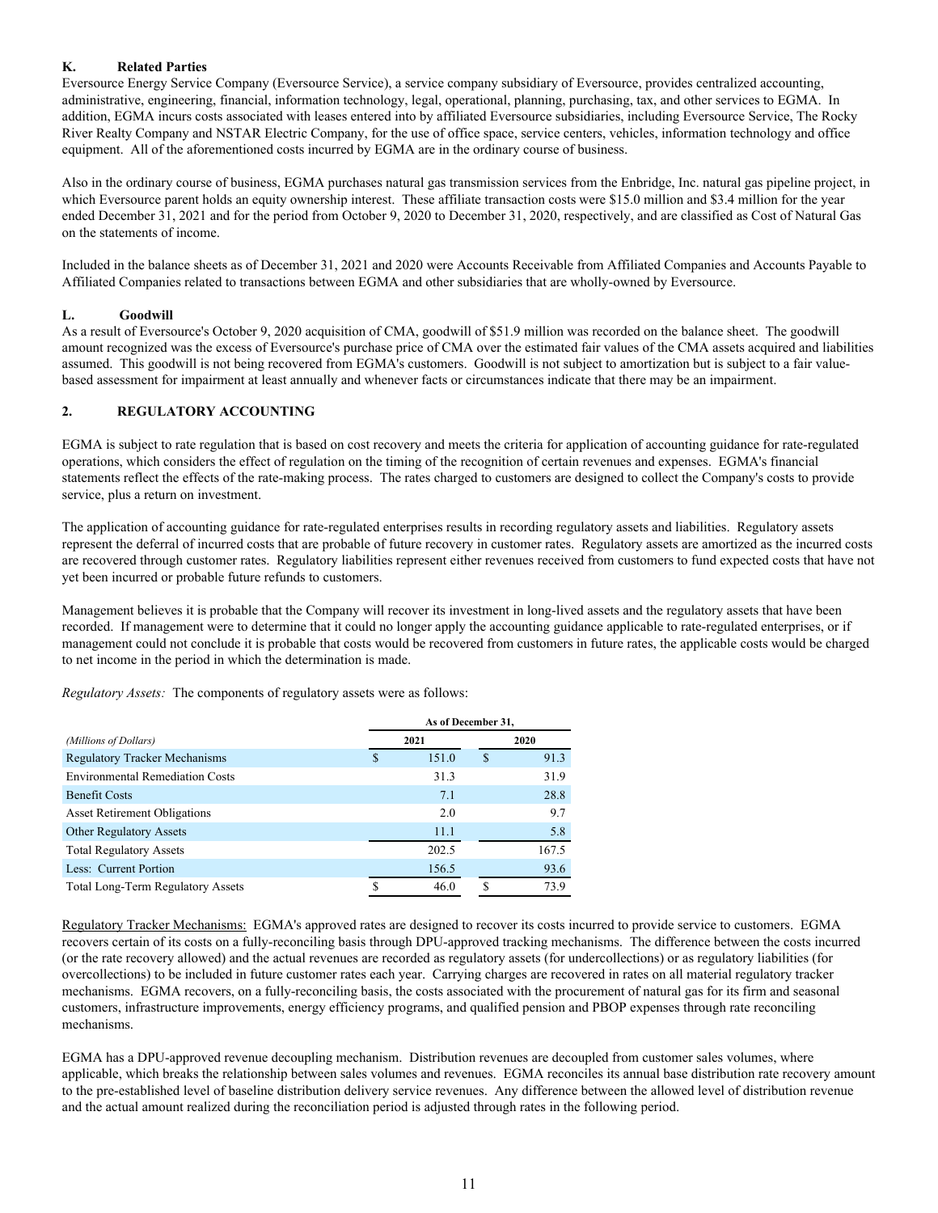### K. Related Parties

Eversource Energy Service Company (Eversource Service), a service company subsidiary of Eversource, provides centralized accounting, administrative, engineering, financial, information technology, legal, operational, planning, purchasing, tax, and other services to EGMA. In addition, EGMA incurs costs associated with leases entered into by affiliated Eversource subsidiaries, including Eversource Service, The Rocky River Realty Company and NSTAR Electric Company, for the use of office space, service centers, vehicles, information technology and office equipment. All of the aforementioned costs incurred by EGMA are in the ordinary course of business.

Also in the ordinary course of business, EGMA purchases natural gas transmission services from the Enbridge, Inc. natural gas pipeline project, in which Eversource parent holds an equity ownership interest. These affiliate transaction costs were $15.0 million and $3.4 million for the year ended December 31, 2021 and for the period from October 9, 2020 to December 31, 2020, respectively, and are classified as Cost of Natural Gas on the statements of income.

Included in the balance sheets as of December 31, 2021 and 2020 were Accounts Receivable from Affiliated Companies and Accounts Payable to Affiliated Companies related to transactions between EGMA and other subsidiaries that are wholly-owned by Eversource.

### L. Goodwill

As a result of Eversource's October 9, 2020 acquisition of CMA, goodwill of $51.9 million was recorded on the balance sheet. The goodwill amount recognized was the excess of Eversource's purchase price of CMA over the estimated fair values of the CMA assets acquired and liabilities assumed. This goodwill is not being recovered from EGMA's customers. Goodwill is not subject to amortization but is subject to a fair value-based assessment for impairment at least annually and whenever facts or circumstances indicate that there may be an impairment.

## 2. REGULATORY ACCOUNTING

EGMA is subject to rate regulation that is based on cost recovery and meets the criteria for application of accounting guidance for rate-regulated operations, which considers the effect of regulation on the timing of the recognition of certain revenues and expenses. EGMA's financial statements reflect the effects of the rate-making process. The rates charged to customers are designed to collect the Company's costs to provide service, plus a return on investment.

The application of accounting guidance for rate-regulated enterprises results in recording regulatory assets and liabilities. Regulatory assets represent the deferral of incurred costs that are probable of future recovery in customer rates. Regulatory assets are amortized as the incurred costs are recovered through customer rates. Regulatory liabilities represent either revenues received from customers to fund expected costs that have not yet been incurred or probable future refunds to customers.

Management believes it is probable that the Company will recover its investment in long-lived assets and the regulatory assets that have been recorded. If management were to determine that it could no longer apply the accounting guidance applicable to rate-regulated enterprises, or if management could not conclude it is probable that costs would be recovered from customers in future rates, the applicable costs would be charged to net income in the period in which the determination is made.

*Regulatory Assets:* The components of regulatory assets were as follows:

| | As of December 31, | |
|---|---|---|
| *(Millions of Dollars)* | 2021 | 2020 |
| Regulatory Tracker Mechanisms | $ 151.0 | $ 91.3 |
| Environmental Remediation Costs | 31.3 | 31.9 |
| Benefit Costs | 7.1 | 28.8 |
| Asset Retirement Obligations | 2.0 | 9.7 |
| Other Regulatory Assets | 11.1 | 5.8 |
| Total Regulatory Assets | 202.5 | 167.5 |
| Less: Current Portion | 156.5 | 93.6 |
| Total Long-Term Regulatory Assets | $ 46.0 | $ 73.9 |

Regulatory Tracker Mechanisms: EGMA's approved rates are designed to recover its costs incurred to provide service to customers. EGMA recovers certain of its costs on a fully-reconciling basis through DPU-approved tracking mechanisms. The difference between the costs incurred (or the rate recovery allowed) and the actual revenues are recorded as regulatory assets (for undercollections) or as regulatory liabilities (for overcollections) to be included in future customer rates each year. Carrying charges are recovered in rates on all material regulatory tracker mechanisms. EGMA recovers, on a fully-reconciling basis, the costs associated with the procurement of natural gas for its firm and seasonal customers, infrastructure improvements, energy efficiency programs, and qualified pension and PBOP expenses through rate reconciling mechanisms.

EGMA has a DPU-approved revenue decoupling mechanism. Distribution revenues are decoupled from customer sales volumes, where applicable, which breaks the relationship between sales volumes and revenues. EGMA reconciles its annual base distribution rate recovery amount to the pre-established level of baseline distribution delivery service revenues. Any difference between the allowed level of distribution revenue and the actual amount realized during the reconciliation period is adjusted through rates in the following period.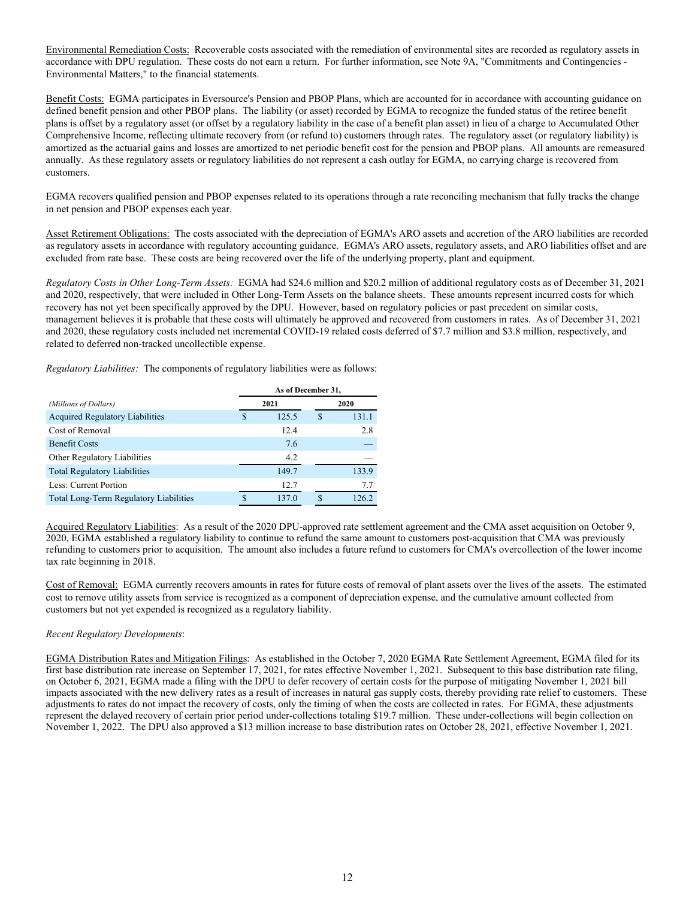<u>Environmental Remediation Costs:</u> Recoverable costs associated with the remediation of environmental sites are recorded as regulatory assets in accordance with DPU regulation. These costs do not earn a return. For further information, see Note 9A, "Commitments and Contingencies - Environmental Matters," to the financial statements.

<u>Benefit Costs:</u> EGMA participates in Eversource's Pension and PBOP Plans, which are accounted for in accordance with accounting guidance on defined benefit pension and other PBOP plans. The liability (or asset) recorded by EGMA to recognize the funded status of the retiree benefit plans is offset by a regulatory asset (or offset by a regulatory liability in the case of a benefit plan asset) in lieu of a charge to Accumulated Other Comprehensive Income, reflecting ultimate recovery from (or refund to) customers through rates. The regulatory asset (or regulatory liability) is amortized as the actuarial gains and losses are amortized to net periodic benefit cost for the pension and PBOP plans. All amounts are remeasured annually. As these regulatory assets or regulatory liabilities do not represent a cash outlay for EGMA, no carrying charge is recovered from customers.

EGMA recovers qualified pension and PBOP expenses related to its operations through a rate reconciling mechanism that fully tracks the change in net pension and PBOP expenses each year.

<u>Asset Retirement Obligations:</u> The costs associated with the depreciation of EGMA's ARO assets and accretion of the ARO liabilities are recorded as regulatory assets in accordance with regulatory accounting guidance. EGMA's ARO assets, regulatory assets, and ARO liabilities offset and are excluded from rate base. These costs are being recovered over the life of the underlying property, plant and equipment.

*Regulatory Costs in Other Long-Term Assets:* EGMA had $24.6 million and $20.2 million of additional regulatory costs as of December 31, 2021 and 2020, respectively, that were included in Other Long-Term Assets on the balance sheets. These amounts represent incurred costs for which recovery has not yet been specifically approved by the DPU. However, based on regulatory policies or past precedent on similar costs, management believes it is probable that these costs will ultimately be approved and recovered from customers in rates. As of December 31, 2021 and 2020, these regulatory costs included net incremental COVID-19 related costs deferred of $7.7 million and $3.8 million, respectively, and related to deferred non-tracked uncollectible expense.

*Regulatory Liabilities:* The components of regulatory liabilities were as follows:

| | As of December 31, | |
|---|---|---|
| *(Millions of Dollars)* | 2021 | 2020 |
| Acquired Regulatory Liabilities | $ 125.5 | $ 131.1 |
| Cost of Removal | 12.4 | 2.8 |
| Benefit Costs | 7.6 | — |
| Other Regulatory Liabilities | 4.2 | — |
| Total Regulatory Liabilities | 149.7 | 133.9 |
| Less: Current Portion | 12.7 | 7.7 |
| Total Long-Term Regulatory Liabilities | $ 137.0 | $ 126.2 |

<u>Acquired Regulatory Liabilities</u>: As a result of the 2020 DPU-approved rate settlement agreement and the CMA asset acquisition on October 9, 2020, EGMA established a regulatory liability to continue to refund the same amount to customers post-acquisition that CMA was previously refunding to customers prior to acquisition. The amount also includes a future refund to customers for CMA's overcollection of the lower income tax rate beginning in 2018.

<u>Cost of Removal:</u> EGMA currently recovers amounts in rates for future costs of removal of plant assets over the lives of the assets. The estimated cost to remove utility assets from service is recognized as a component of depreciation expense, and the cumulative amount collected from customers but not yet expended is recognized as a regulatory liability.

*Recent Regulatory Developments*:

<u>EGMA Distribution Rates and Mitigation Filings</u>: As established in the October 7, 2020 EGMA Rate Settlement Agreement, EGMA filed for its first base distribution rate increase on September 17, 2021, for rates effective November 1, 2021. Subsequent to this base distribution rate filing, on October 6, 2021, EGMA made a filing with the DPU to defer recovery of certain costs for the purpose of mitigating November 1, 2021 bill impacts associated with the new delivery rates as a result of increases in natural gas supply costs, thereby providing rate relief to customers. These adjustments to rates do not impact the recovery of costs, only the timing of when the costs are collected in rates. For EGMA, these adjustments represent the delayed recovery of certain prior period under-collections totaling $19.7 million. These under-collections will begin collection on November 1, 2022. The DPU also approved a $13 million increase to base distribution rates on October 28, 2021, effective November 1, 2021.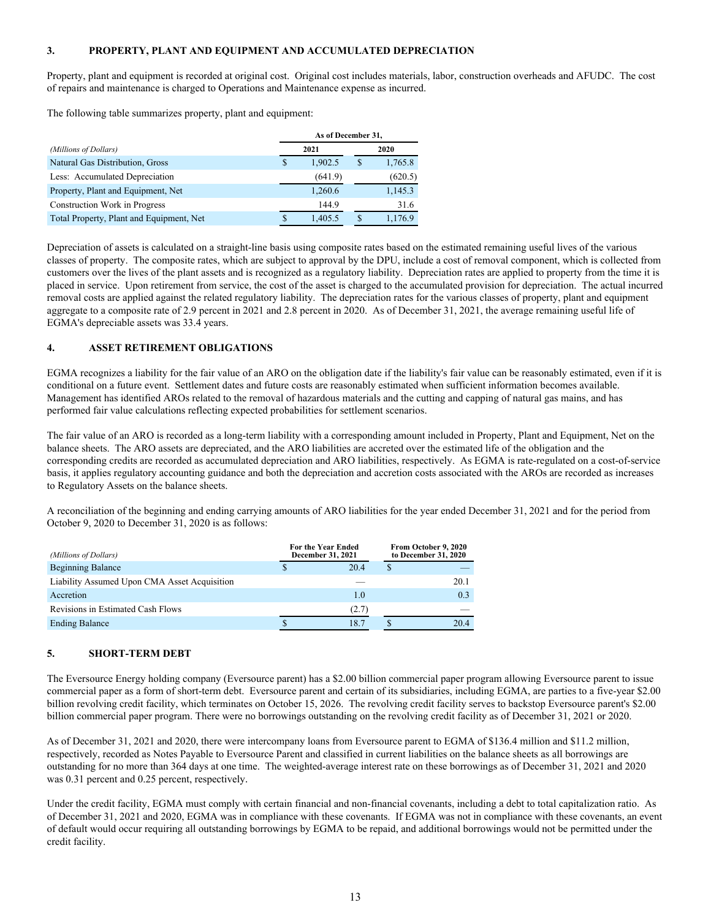## 3. PROPERTY, PLANT AND EQUIPMENT AND ACCUMULATED DEPRECIATION

Property, plant and equipment is recorded at original cost. Original cost includes materials, labor, construction overheads and AFUDC. The cost of repairs and maintenance is charged to Operations and Maintenance expense as incurred.

The following table summarizes property, plant and equipment:

| *(Millions of Dollars)* | As of December 31, 2021 | As of December 31, 2020 |
|---|---|---|
| Natural Gas Distribution, Gross | $ 1,902.5 | $ 1,765.8 |
| Less: Accumulated Depreciation | (641.9) | (620.5) |
| Property, Plant and Equipment, Net | 1,260.6 | 1,145.3 |
| Construction Work in Progress | 144.9 | 31.6 |
| Total Property, Plant and Equipment, Net | $ 1,405.5 | $ 1,176.9 |

Depreciation of assets is calculated on a straight-line basis using composite rates based on the estimated remaining useful lives of the various classes of property. The composite rates, which are subject to approval by the DPU, include a cost of removal component, which is collected from customers over the lives of the plant assets and is recognized as a regulatory liability. Depreciation rates are applied to property from the time it is placed in service. Upon retirement from service, the cost of the asset is charged to the accumulated provision for depreciation. The actual incurred removal costs are applied against the related regulatory liability. The depreciation rates for the various classes of property, plant and equipment aggregate to a composite rate of 2.9 percent in 2021 and 2.8 percent in 2020. As of December 31, 2021, the average remaining useful life of EGMA's depreciable assets was 33.4 years.

## 4. ASSET RETIREMENT OBLIGATIONS

EGMA recognizes a liability for the fair value of an ARO on the obligation date if the liability's fair value can be reasonably estimated, even if it is conditional on a future event. Settlement dates and future costs are reasonably estimated when sufficient information becomes available. Management has identified AROs related to the removal of hazardous materials and the cutting and capping of natural gas mains, and has performed fair value calculations reflecting expected probabilities for settlement scenarios.

The fair value of an ARO is recorded as a long-term liability with a corresponding amount included in Property, Plant and Equipment, Net on the balance sheets. The ARO assets are depreciated, and the ARO liabilities are accreted over the estimated life of the obligation and the corresponding credits are recorded as accumulated depreciation and ARO liabilities, respectively. As EGMA is rate-regulated on a cost-of-service basis, it applies regulatory accounting guidance and both the depreciation and accretion costs associated with the AROs are recorded as increases to Regulatory Assets on the balance sheets.

A reconciliation of the beginning and ending carrying amounts of ARO liabilities for the year ended December 31, 2021 and for the period from October 9, 2020 to December 31, 2020 is as follows:

| *(Millions of Dollars)* | For the Year Ended December 31, 2021 | From October 9, 2020 to December 31, 2020 |
|---|---|---|
| Beginning Balance | $ 20.4 | $ — |
| Liability Assumed Upon CMA Asset Acquisition | — | 20.1 |
| Accretion | 1.0 | 0.3 |
| Revisions in Estimated Cash Flows | (2.7) | — |
| Ending Balance | $ 18.7 | $ 20.4 |

## 5. SHORT-TERM DEBT

The Eversource Energy holding company (Eversource parent) has a $2.00 billion commercial paper program allowing Eversource parent to issue commercial paper as a form of short-term debt. Eversource parent and certain of its subsidiaries, including EGMA, are parties to a five-year $2.00 billion revolving credit facility, which terminates on October 15, 2026. The revolving credit facility serves to backstop Eversource parent's $2.00 billion commercial paper program. There were no borrowings outstanding on the revolving credit facility as of December 31, 2021 or 2020.

As of December 31, 2021 and 2020, there were intercompany loans from Eversource parent to EGMA of $136.4 million and $11.2 million, respectively, recorded as Notes Payable to Eversource Parent and classified in current liabilities on the balance sheets as all borrowings are outstanding for no more than 364 days at one time. The weighted-average interest rate on these borrowings as of December 31, 2021 and 2020 was 0.31 percent and 0.25 percent, respectively.

Under the credit facility, EGMA must comply with certain financial and non-financial covenants, including a debt to total capitalization ratio. As of December 31, 2021 and 2020, EGMA was in compliance with these covenants. If EGMA was not in compliance with these covenants, an event of default would occur requiring all outstanding borrowings by EGMA to be repaid, and additional borrowings would not be permitted under the credit facility.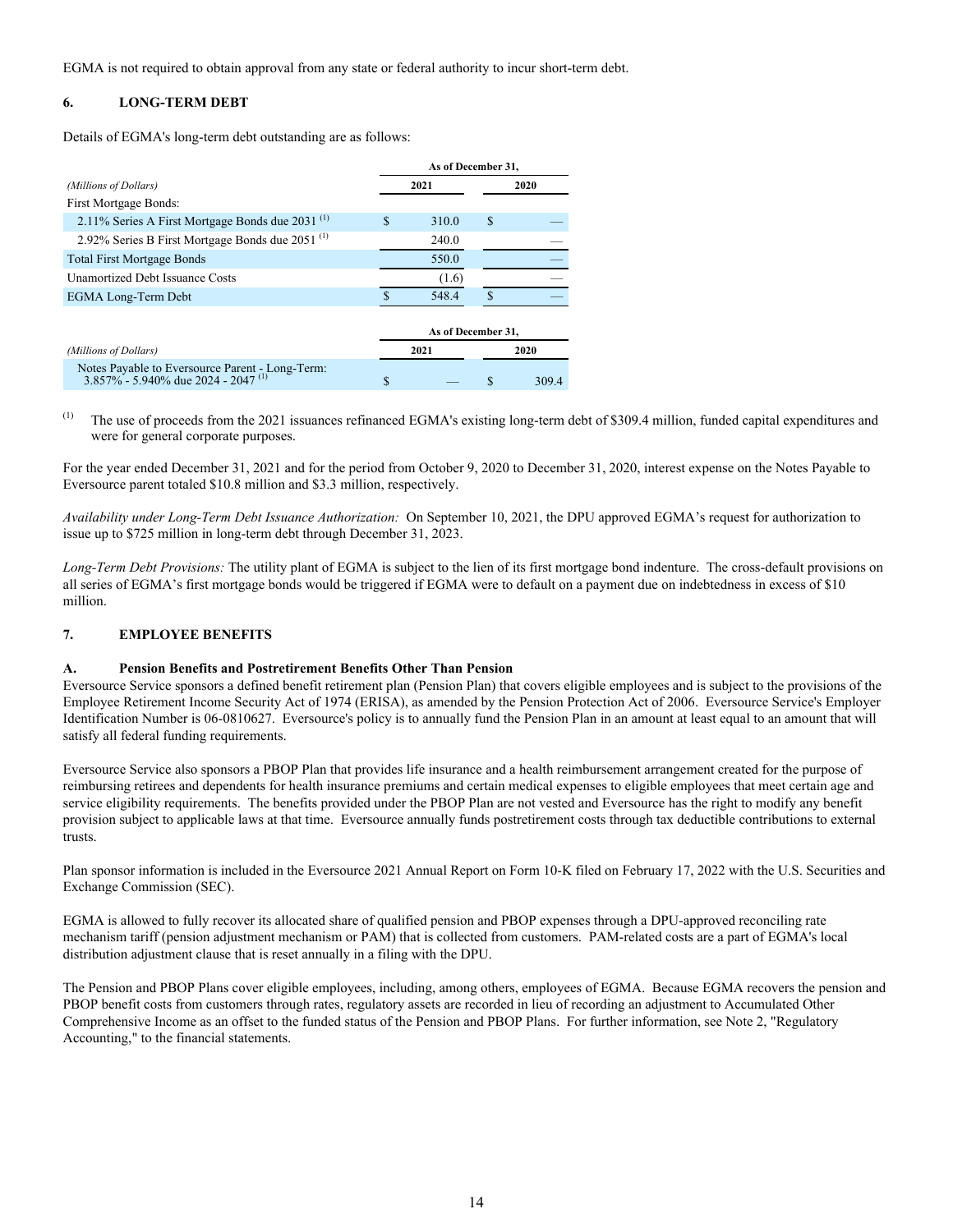EGMA is not required to obtain approval from any state or federal authority to incur short-term debt.

## 6. LONG-TERM DEBT

Details of EGMA's long-term debt outstanding are as follows:

| *(Millions of Dollars)* | As of December 31, 2021 | As of December 31, 2020 |
|---|---|---|
| First Mortgage Bonds: | | |
| 2.11% Series A First Mortgage Bonds due 2031 [(1)] | $ 310.0 | $ — |
| 2.92% Series B First Mortgage Bonds due 2051 [(1)] | 240.0 | — |
| Total First Mortgage Bonds | 550.0 | — |
| Unamortized Debt Issuance Costs | (1.6) | — |
| EGMA Long-Term Debt | $ 548.4 | $ — |

| *(Millions of Dollars)* | As of December 31, 2021 | As of December 31, 2020 |
|---|---|---|
| Notes Payable to Eversource Parent - Long-Term: 3.857% - 5.940% due 2024 - 2047 [(1)] | $ — | $ 309.4 |

(1) The use of proceeds from the 2021 issuances refinanced EGMA's existing long-term debt of $309.4 million, funded capital expenditures and were for general corporate purposes.

For the year ended December 31, 2021 and for the period from October 9, 2020 to December 31, 2020, interest expense on the Notes Payable to Eversource parent totaled $10.8 million and $3.3 million, respectively.

*Availability under Long-Term Debt Issuance Authorization:* On September 10, 2021, the DPU approved EGMA's request for authorization to issue up to $725 million in long-term debt through December 31, 2023.

*Long-Term Debt Provisions:* The utility plant of EGMA is subject to the lien of its first mortgage bond indenture. The cross-default provisions on all series of EGMA's first mortgage bonds would be triggered if EGMA were to default on a payment due on indebtedness in excess of $10 million.

## 7. EMPLOYEE BENEFITS

### A. Pension Benefits and Postretirement Benefits Other Than Pension

Eversource Service sponsors a defined benefit retirement plan (Pension Plan) that covers eligible employees and is subject to the provisions of the Employee Retirement Income Security Act of 1974 (ERISA), as amended by the Pension Protection Act of 2006. Eversource Service's Employer Identification Number is 06-0810627. Eversource's policy is to annually fund the Pension Plan in an amount at least equal to an amount that will satisfy all federal funding requirements.

Eversource Service also sponsors a PBOP Plan that provides life insurance and a health reimbursement arrangement created for the purpose of reimbursing retirees and dependents for health insurance premiums and certain medical expenses to eligible employees that meet certain age and service eligibility requirements. The benefits provided under the PBOP Plan are not vested and Eversource has the right to modify any benefit provision subject to applicable laws at that time. Eversource annually funds postretirement costs through tax deductible contributions to external trusts.

Plan sponsor information is included in the Eversource 2021 Annual Report on Form 10-K filed on February 17, 2022 with the U.S. Securities and Exchange Commission (SEC).

EGMA is allowed to fully recover its allocated share of qualified pension and PBOP expenses through a DPU-approved reconciling rate mechanism tariff (pension adjustment mechanism or PAM) that is collected from customers. PAM-related costs are a part of EGMA's local distribution adjustment clause that is reset annually in a filing with the DPU.

The Pension and PBOP Plans cover eligible employees, including, among others, employees of EGMA. Because EGMA recovers the pension and PBOP benefit costs from customers through rates, regulatory assets are recorded in lieu of recording an adjustment to Accumulated Other Comprehensive Income as an offset to the funded status of the Pension and PBOP Plans. For further information, see Note 2, "Regulatory Accounting," to the financial statements.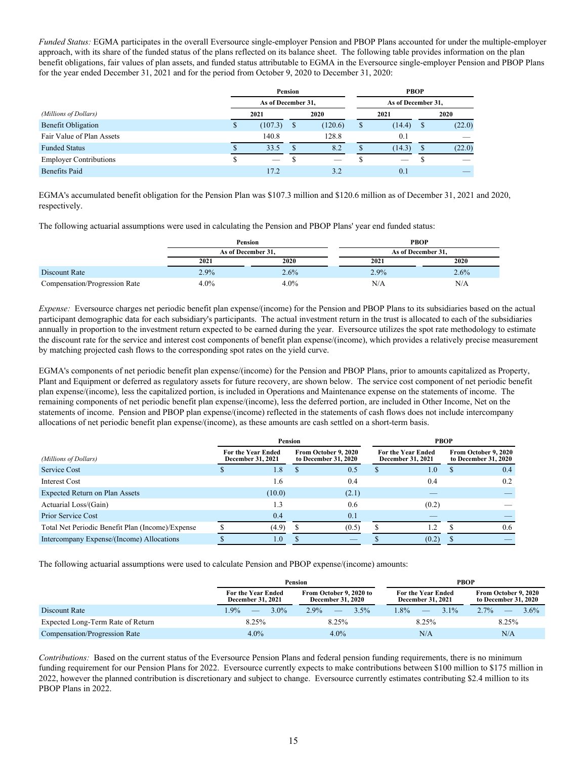*Funded Status:* EGMA participates in the overall Eversource single-employer Pension and PBOP Plans accounted for under the multiple-employer approach, with its share of the funded status of the plans reflected on its balance sheet. The following table provides information on the plan benefit obligations, fair values of plan assets, and funded status attributable to EGMA in the Eversource single-employer Pension and PBOP Plans for the year ended December 31, 2021 and for the period from October 9, 2020 to December 31, 2020:

| | Pension | | PBOP | |
|---|---|---|---|---|
| | As of December 31, | | As of December 31, | |
| (Millions of Dollars) | 2021 | 2020 | 2021 | 2020 |
| Benefit Obligation | $ (107.3) | $ (120.6) | $ (14.4) | $ (22.0) |
| Fair Value of Plan Assets | 140.8 | 128.8 | 0.1 | — |
| Funded Status | $ 33.5 | $ 8.2 | $ (14.3) | $ (22.0) |
| Employer Contributions | $ — | $ — | $ — | $ — |
| Benefits Paid | 17.2 | 3.2 | 0.1 | — |

EGMA's accumulated benefit obligation for the Pension Plan was $107.3 million and $120.6 million as of December 31, 2021 and 2020, respectively.

The following actuarial assumptions were used in calculating the Pension and PBOP Plans' year end funded status:

| | Pension | | PBOP | |
|---|---|---|---|---|
| | As of December 31, | | As of December 31, | |
| | 2021 | 2020 | 2021 | 2020 |
| Discount Rate | 2.9% | 2.6% | 2.9% | 2.6% |
| Compensation/Progression Rate | 4.0% | 4.0% | N/A | N/A |

*Expense:* Eversource charges net periodic benefit plan expense/(income) for the Pension and PBOP Plans to its subsidiaries based on the actual participant demographic data for each subsidiary's participants. The actual investment return in the trust is allocated to each of the subsidiaries annually in proportion to the investment return expected to be earned during the year. Eversource utilizes the spot rate methodology to estimate the discount rate for the service and interest cost components of benefit plan expense/(income), which provides a relatively precise measurement by matching projected cash flows to the corresponding spot rates on the yield curve.

EGMA's components of net periodic benefit plan expense/(income) for the Pension and PBOP Plans, prior to amounts capitalized as Property, Plant and Equipment or deferred as regulatory assets for future recovery, are shown below. The service cost component of net periodic benefit plan expense/(income), less the capitalized portion, is included in Operations and Maintenance expense on the statements of income. The remaining components of net periodic benefit plan expense/(income), less the deferred portion, are included in Other Income, Net on the statements of income. Pension and PBOP plan expense/(income) reflected in the statements of cash flows does not include intercompany allocations of net periodic benefit plan expense/(income), as these amounts are cash settled on a short-term basis.

| | Pension | | PBOP | |
|---|---|---|---|---|
| (Millions of Dollars) | For the Year Ended December 31, 2021 | From October 9, 2020 to December 31, 2020 | For the Year Ended December 31, 2021 | From October 9, 2020 to December 31, 2020 |
| Service Cost | $ 1.8 | $ 0.5 | $ 1.0 | $ 0.4 |
| Interest Cost | 1.6 | 0.4 | 0.4 | 0.2 |
| Expected Return on Plan Assets | (10.0) | (2.1) | — | — |
| Actuarial Loss/(Gain) | 1.3 | 0.6 | (0.2) | — |
| Prior Service Cost | 0.4 | 0.1 | — | — |
| Total Net Periodic Benefit Plan (Income)/Expense | $ (4.9) | $ (0.5) | $ 1.2 | $ 0.6 |
| Intercompany Expense/(Income) Allocations | $ 1.0 | $ — | $ (0.2) | $ — |

The following actuarial assumptions were used to calculate Pension and PBOP expense/(income) amounts:

| | Pension | | PBOP | |
|---|---|---|---|---|
| | For the Year Ended December 31, 2021 | From October 9, 2020 to December 31, 2020 | For the Year Ended December 31, 2021 | From October 9, 2020 to December 31, 2020 |
| Discount Rate | 1.9% — 3.0% | 2.9% — 3.5% | 1.8% — 3.1% | 2.7% — 3.6% |
| Expected Long-Term Rate of Return | 8.25% | 8.25% | 8.25% | 8.25% |
| Compensation/Progression Rate | 4.0% | 4.0% | N/A | N/A |

*Contributions:* Based on the current status of the Eversource Pension Plans and federal pension funding requirements, there is no minimum funding requirement for our Pension Plans for 2022. Eversource currently expects to make contributions between $100 million to $175 million in 2022, however the planned contribution is discretionary and subject to change. Eversource currently estimates contributing $2.4 million to its PBOP Plans in 2022.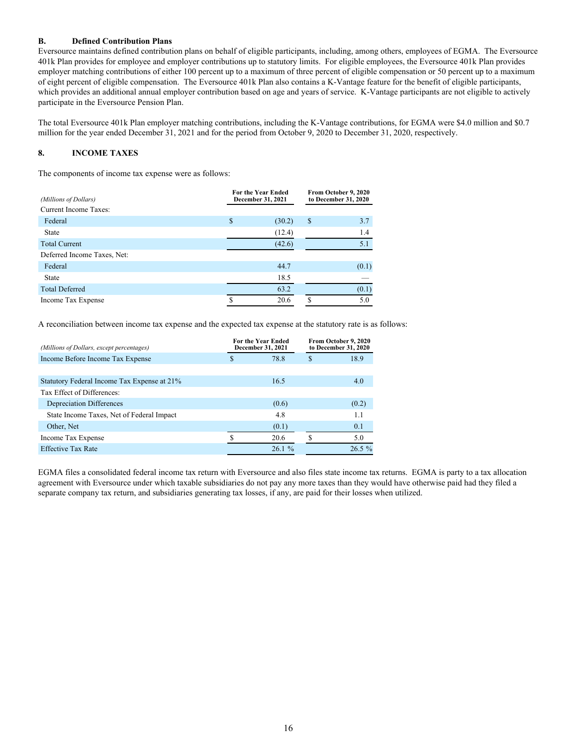### B. Defined Contribution Plans

Eversource maintains defined contribution plans on behalf of eligible participants, including, among others, employees of EGMA. The Eversource 401k Plan provides for employee and employer contributions up to statutory limits. For eligible employees, the Eversource 401k Plan provides employer matching contributions of either 100 percent up to a maximum of three percent of eligible compensation or 50 percent up to a maximum of eight percent of eligible compensation. The Eversource 401k Plan also contains a K-Vantage feature for the benefit of eligible participants, which provides an additional annual employer contribution based on age and years of service. K-Vantage participants are not eligible to actively participate in the Eversource Pension Plan.

The total Eversource 401k Plan employer matching contributions, including the K-Vantage contributions, for EGMA were $4.0 million and $0.7 million for the year ended December 31, 2021 and for the period from October 9, 2020 to December 31, 2020, respectively.

## 8. INCOME TAXES

The components of income tax expense were as follows:

| *(Millions of Dollars)* | For the Year Ended December 31, 2021 | From October 9, 2020 to December 31, 2020 |
|---|---|---|
| Current Income Taxes: | | |
| Federal | $ (30.2) | $ 3.7 |
| State | (12.4) | 1.4 |
| Total Current | (42.6) | 5.1 |
| Deferred Income Taxes, Net: | | |
| Federal | 44.7 | (0.1) |
| State | 18.5 | — |
| Total Deferred | 63.2 | (0.1) |
| Income Tax Expense | $ 20.6 | $ 5.0 |

A reconciliation between income tax expense and the expected tax expense at the statutory rate is as follows:

| *(Millions of Dollars, except percentages)* | For the Year Ended December 31, 2021 | From October 9, 2020 to December 31, 2020 |
|---|---|---|
| Income Before Income Tax Expense | $ 78.8 | $ 18.9 |
| | | |
| Statutory Federal Income Tax Expense at 21% | 16.5 | 4.0 |
| Tax Effect of Differences: | | |
| Depreciation Differences | (0.6) | (0.2) |
| State Income Taxes, Net of Federal Impact | 4.8 | 1.1 |
| Other, Net | (0.1) | 0.1 |
| Income Tax Expense | $ 20.6 | $ 5.0 |
| Effective Tax Rate | 26.1 % | 26.5 % |

EGMA files a consolidated federal income tax return with Eversource and also files state income tax returns. EGMA is party to a tax allocation agreement with Eversource under which taxable subsidiaries do not pay any more taxes than they would have otherwise paid had they filed a separate company tax return, and subsidiaries generating tax losses, if any, are paid for their losses when utilized.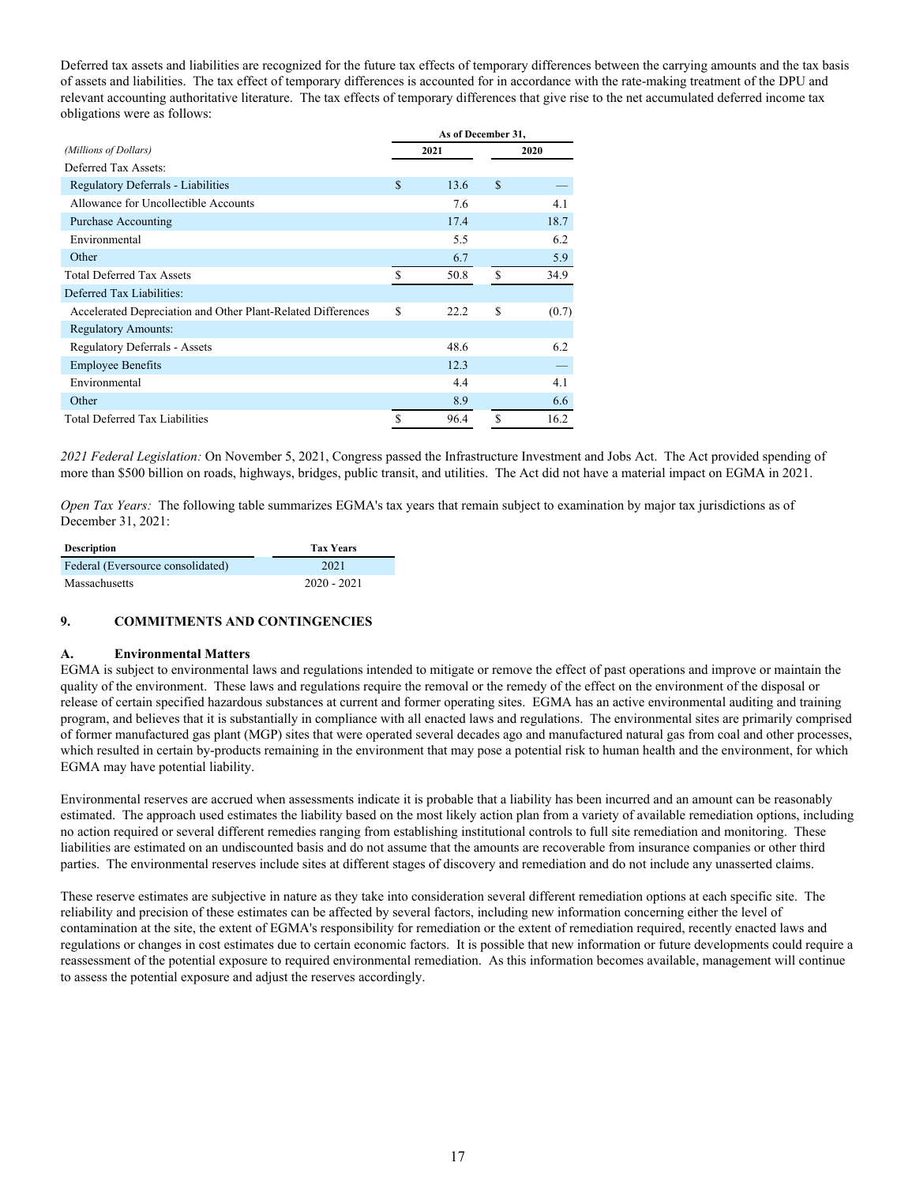Deferred tax assets and liabilities are recognized for the future tax effects of temporary differences between the carrying amounts and the tax basis of assets and liabilities. The tax effect of temporary differences is accounted for in accordance with the rate-making treatment of the DPU and relevant accounting authoritative literature. The tax effects of temporary differences that give rise to the net accumulated deferred income tax obligations were as follows:

| *(Millions of Dollars)* | As of December 31, 2021 | As of December 31, 2020 |
|---|---|---|
| Deferred Tax Assets: | | |
| Regulatory Deferrals - Liabilities | $ 13.6 | $ — |
| Allowance for Uncollectible Accounts | 7.6 | 4.1 |
| Purchase Accounting | 17.4 | 18.7 |
| Environmental | 5.5 | 6.2 |
| Other | 6.7 | 5.9 |
| Total Deferred Tax Assets | $ 50.8 | $ 34.9 |
| Deferred Tax Liabilities: | | |
| Accelerated Depreciation and Other Plant-Related Differences | $ 22.2 | $ (0.7) |
| Regulatory Amounts: | | |
| Regulatory Deferrals - Assets | 48.6 | 6.2 |
| Employee Benefits | 12.3 | — |
| Environmental | 4.4 | 4.1 |
| Other | 8.9 | 6.6 |
| Total Deferred Tax Liabilities | $ 96.4 | $ 16.2 |

*2021 Federal Legislation:* On November 5, 2021, Congress passed the Infrastructure Investment and Jobs Act. The Act provided spending of more than $500 billion on roads, highways, bridges, public transit, and utilities. The Act did not have a material impact on EGMA in 2021.

*Open Tax Years:* The following table summarizes EGMA's tax years that remain subject to examination by major tax jurisdictions as of December 31, 2021:

| Description | Tax Years |
|---|---|
| Federal (Eversource consolidated) | 2021 |
| Massachusetts | 2020 - 2021 |

## 9. COMMITMENTS AND CONTINGENCIES

### A. Environmental Matters

EGMA is subject to environmental laws and regulations intended to mitigate or remove the effect of past operations and improve or maintain the quality of the environment. These laws and regulations require the removal or the remedy of the effect on the environment of the disposal or release of certain specified hazardous substances at current and former operating sites. EGMA has an active environmental auditing and training program, and believes that it is substantially in compliance with all enacted laws and regulations. The environmental sites are primarily comprised of former manufactured gas plant (MGP) sites that were operated several decades ago and manufactured natural gas from coal and other processes, which resulted in certain by-products remaining in the environment that may pose a potential risk to human health and the environment, for which EGMA may have potential liability.

Environmental reserves are accrued when assessments indicate it is probable that a liability has been incurred and an amount can be reasonably estimated. The approach used estimates the liability based on the most likely action plan from a variety of available remediation options, including no action required or several different remedies ranging from establishing institutional controls to full site remediation and monitoring. These liabilities are estimated on an undiscounted basis and do not assume that the amounts are recoverable from insurance companies or other third parties. The environmental reserves include sites at different stages of discovery and remediation and do not include any unasserted claims.

These reserve estimates are subjective in nature as they take into consideration several different remediation options at each specific site. The reliability and precision of these estimates can be affected by several factors, including new information concerning either the level of contamination at the site, the extent of EGMA's responsibility for remediation or the extent of remediation required, recently enacted laws and regulations or changes in cost estimates due to certain economic factors. It is possible that new information or future developments could require a reassessment of the potential exposure to required environmental remediation. As this information becomes available, management will continue to assess the potential exposure and adjust the reserves accordingly.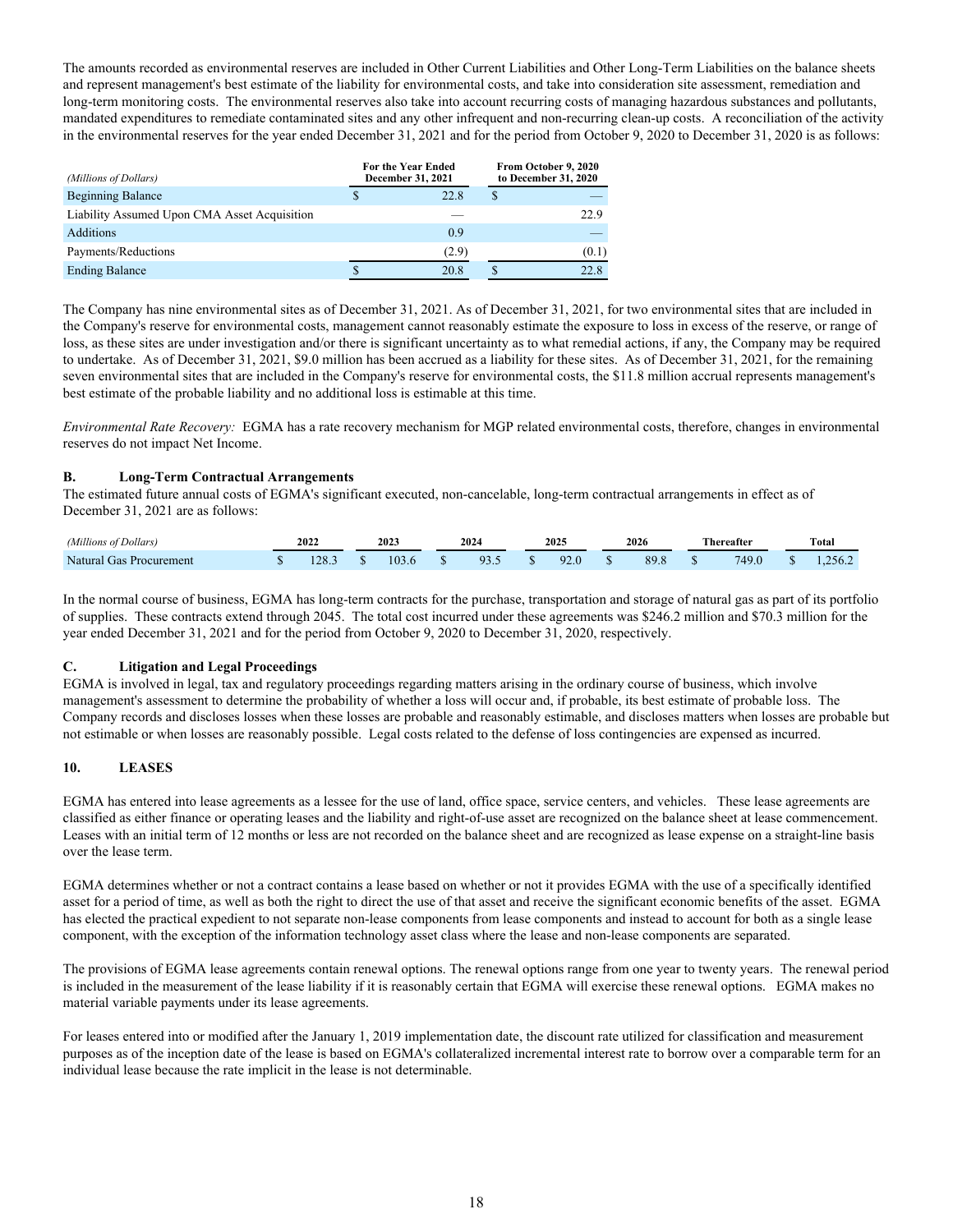The amounts recorded as environmental reserves are included in Other Current Liabilities and Other Long-Term Liabilities on the balance sheets and represent management's best estimate of the liability for environmental costs, and take into consideration site assessment, remediation and long-term monitoring costs. The environmental reserves also take into account recurring costs of managing hazardous substances and pollutants, mandated expenditures to remediate contaminated sites and any other infrequent and non-recurring clean-up costs. A reconciliation of the activity in the environmental reserves for the year ended December 31, 2021 and for the period from October 9, 2020 to December 31, 2020 is as follows:

| *(Millions of Dollars)* | For the Year Ended December 31, 2021 | From October 9, 2020 to December 31, 2020 |
|---|---|---|
| Beginning Balance | $ 22.8 | $ — |
| Liability Assumed Upon CMA Asset Acquisition | — | 22.9 |
| Additions | 0.9 | — |
| Payments/Reductions | (2.9) | (0.1) |
| Ending Balance | $ 20.8 | $ 22.8 |

The Company has nine environmental sites as of December 31, 2021. As of December 31, 2021, for two environmental sites that are included in the Company's reserve for environmental costs, management cannot reasonably estimate the exposure to loss in excess of the reserve, or range of loss, as these sites are under investigation and/or there is significant uncertainty as to what remedial actions, if any, the Company may be required to undertake. As of December 31, 2021, $9.0 million has been accrued as a liability for these sites. As of December 31, 2021, for the remaining seven environmental sites that are included in the Company's reserve for environmental costs, the $11.8 million accrual represents management's best estimate of the probable liability and no additional loss is estimable at this time.

*Environmental Rate Recovery:* EGMA has a rate recovery mechanism for MGP related environmental costs, therefore, changes in environmental reserves do not impact Net Income.

### B. Long-Term Contractual Arrangements

The estimated future annual costs of EGMA's significant executed, non-cancelable, long-term contractual arrangements in effect as of December 31, 2021 are as follows:

| *(Millions of Dollars)* | 2022 | 2023 | 2024 | 2025 | 2026 | Thereafter | Total |
|---|---|---|---|---|---|---|---|
| Natural Gas Procurement | $ 128.3 | $ 103.6 | $ 93.5 | $ 92.0 | $ 89.8 | $ 749.0 | $ 1,256.2 |

In the normal course of business, EGMA has long-term contracts for the purchase, transportation and storage of natural gas as part of its portfolio of supplies. These contracts extend through 2045. The total cost incurred under these agreements was $246.2 million and $70.3 million for the year ended December 31, 2021 and for the period from October 9, 2020 to December 31, 2020, respectively.

### C. Litigation and Legal Proceedings

EGMA is involved in legal, tax and regulatory proceedings regarding matters arising in the ordinary course of business, which involve management's assessment to determine the probability of whether a loss will occur and, if probable, its best estimate of probable loss. The Company records and discloses losses when these losses are probable and reasonably estimable, and discloses matters when losses are probable but not estimable or when losses are reasonably possible. Legal costs related to the defense of loss contingencies are expensed as incurred.

## 10. LEASES

EGMA has entered into lease agreements as a lessee for the use of land, office space, service centers, and vehicles. These lease agreements are classified as either finance or operating leases and the liability and right-of-use asset are recognized on the balance sheet at lease commencement. Leases with an initial term of 12 months or less are not recorded on the balance sheet and are recognized as lease expense on a straight-line basis over the lease term.

EGMA determines whether or not a contract contains a lease based on whether or not it provides EGMA with the use of a specifically identified asset for a period of time, as well as both the right to direct the use of that asset and receive the significant economic benefits of the asset. EGMA has elected the practical expedient to not separate non-lease components from lease components and instead to account for both as a single lease component, with the exception of the information technology asset class where the lease and non-lease components are separated.

The provisions of EGMA lease agreements contain renewal options. The renewal options range from one year to twenty years. The renewal period is included in the measurement of the lease liability if it is reasonably certain that EGMA will exercise these renewal options. EGMA makes no material variable payments under its lease agreements.

For leases entered into or modified after the January 1, 2019 implementation date, the discount rate utilized for classification and measurement purposes as of the inception date of the lease is based on EGMA's collateralized incremental interest rate to borrow over a comparable term for an individual lease because the rate implicit in the lease is not determinable.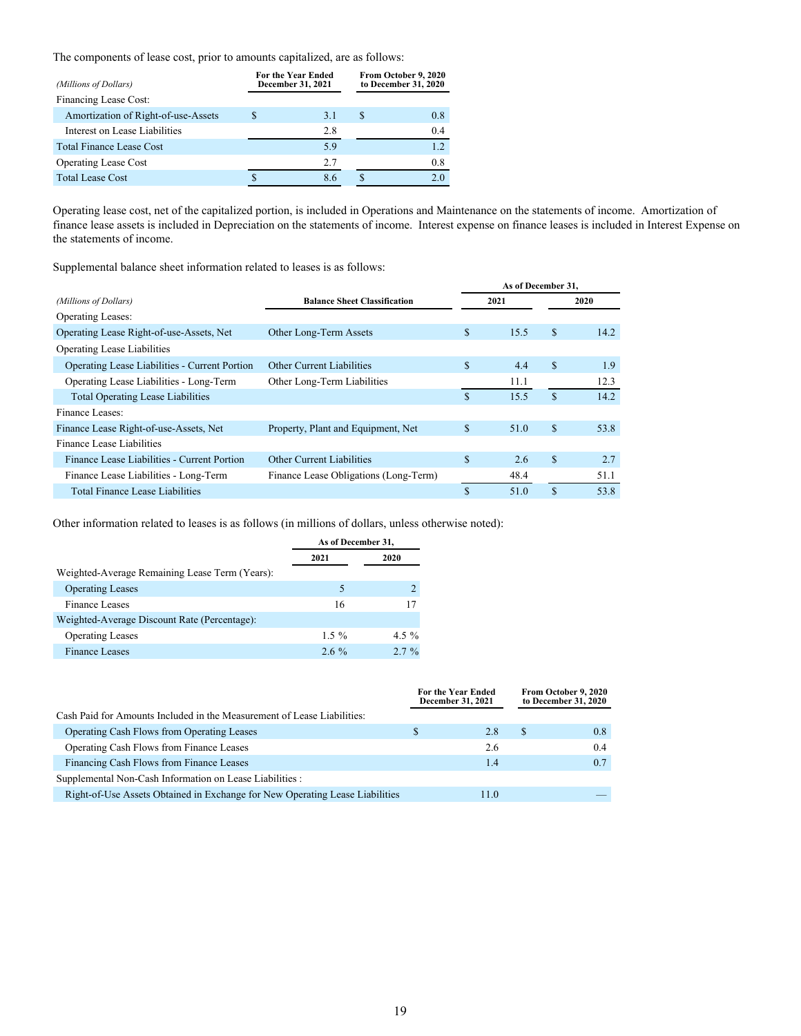The components of lease cost, prior to amounts capitalized, are as follows:

| *(Millions of Dollars)* | For the Year Ended December 31, 2021 | From October 9, 2020 to December 31, 2020 |
|---|---|---|
| Financing Lease Cost: | | |
| Amortization of Right-of-use-Assets | $ 3.1 | $ 0.8 |
| Interest on Lease Liabilities | 2.8 | 0.4 |
| Total Finance Lease Cost | 5.9 | 1.2 |
| Operating Lease Cost | 2.7 | 0.8 |
| Total Lease Cost | $ 8.6 | $ 2.0 |

Operating lease cost, net of the capitalized portion, is included in Operations and Maintenance on the statements of income. Amortization of finance lease assets is included in Depreciation on the statements of income. Interest expense on finance leases is included in Interest Expense on the statements of income.

Supplemental balance sheet information related to leases is as follows:

| | | As of December 31, | |
|---|---|---|---|
| *(Millions of Dollars)* | Balance Sheet Classification | 2021 | 2020 |
| Operating Leases: | | | |
| Operating Lease Right-of-use-Assets, Net | Other Long-Term Assets | $ 15.5 | $ 14.2 |
| Operating Lease Liabilities | | | |
| Operating Lease Liabilities - Current Portion | Other Current Liabilities | $ 4.4 | $ 1.9 |
| Operating Lease Liabilities - Long-Term | Other Long-Term Liabilities | 11.1 | 12.3 |
| Total Operating Lease Liabilities | | $ 15.5 | $ 14.2 |
| Finance Leases: | | | |
| Finance Lease Right-of-use-Assets, Net | Property, Plant and Equipment, Net | $ 51.0 | $ 53.8 |
| Finance Lease Liabilities | | | |
| Finance Lease Liabilities - Current Portion | Other Current Liabilities | $ 2.6 | $ 2.7 |
| Finance Lease Liabilities - Long-Term | Finance Lease Obligations (Long-Term) | 48.4 | 51.1 |
| Total Finance Lease Liabilities | | $ 51.0 | $ 53.8 |

Other information related to leases is as follows (in millions of dollars, unless otherwise noted):

| | As of December 31, | |
|---|---|---|
| | 2021 | 2020 |
| Weighted-Average Remaining Lease Term (Years): | | |
| Operating Leases | 5 | 2 |
| Finance Leases | 16 | 17 |
| Weighted-Average Discount Rate (Percentage): | | |
| Operating Leases | 1.5 % | 4.5 % |
| Finance Leases | 2.6 % | 2.7 % |

| | For the Year Ended December 31, 2021 | From October 9, 2020 to December 31, 2020 |
|---|---|---|
| Cash Paid for Amounts Included in the Measurement of Lease Liabilities: | | |
| Operating Cash Flows from Operating Leases | $ 2.8 | $ 0.8 |
| Operating Cash Flows from Finance Leases | 2.6 | 0.4 |
| Financing Cash Flows from Finance Leases | 1.4 | 0.7 |
| Supplemental Non-Cash Information on Lease Liabilities : | | |
| Right-of-Use Assets Obtained in Exchange for New Operating Lease Liabilities | 11.0 | — |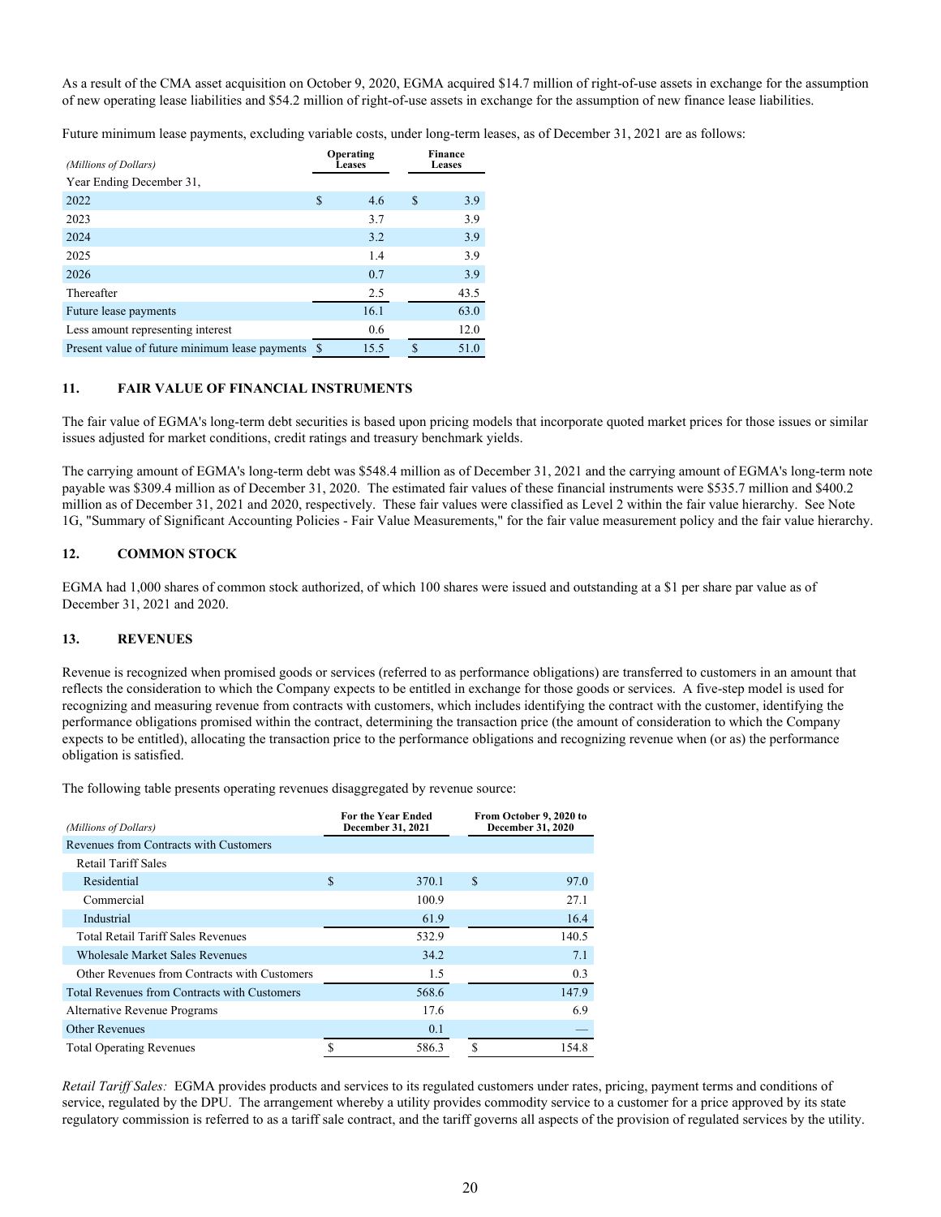As a result of the CMA asset acquisition on October 9, 2020, EGMA acquired $14.7 million of right-of-use assets in exchange for the assumption of new operating lease liabilities and $54.2 million of right-of-use assets in exchange for the assumption of new finance lease liabilities.

Future minimum lease payments, excluding variable costs, under long-term leases, as of December 31, 2021 are as follows:

| *(Millions of Dollars)* | Operating Leases | Finance Leases |
|---|---|---|
| Year Ending December 31, | | |
| 2022 | $ 4.6 | $ 3.9 |
| 2023 | 3.7 | 3.9 |
| 2024 | 3.2 | 3.9 |
| 2025 | 1.4 | 3.9 |
| 2026 | 0.7 | 3.9 |
| Thereafter | 2.5 | 43.5 |
| Future lease payments | 16.1 | 63.0 |
| Less amount representing interest | 0.6 | 12.0 |
| Present value of future minimum lease payments | $ 15.5 | $ 51.0 |

## 11. FAIR VALUE OF FINANCIAL INSTRUMENTS

The fair value of EGMA's long-term debt securities is based upon pricing models that incorporate quoted market prices for those issues or similar issues adjusted for market conditions, credit ratings and treasury benchmark yields.

The carrying amount of EGMA's long-term debt was $548.4 million as of December 31, 2021 and the carrying amount of EGMA's long-term note payable was $309.4 million as of December 31, 2020. The estimated fair values of these financial instruments were $535.7 million and $400.2 million as of December 31, 2021 and 2020, respectively. These fair values were classified as Level 2 within the fair value hierarchy. See Note 1G, "Summary of Significant Accounting Policies - Fair Value Measurements," for the fair value measurement policy and the fair value hierarchy.

## 12. COMMON STOCK

EGMA had 1,000 shares of common stock authorized, of which 100 shares were issued and outstanding at a $1 per share par value as of December 31, 2021 and 2020.

## 13. REVENUES

Revenue is recognized when promised goods or services (referred to as performance obligations) are transferred to customers in an amount that reflects the consideration to which the Company expects to be entitled in exchange for those goods or services. A five-step model is used for recognizing and measuring revenue from contracts with customers, which includes identifying the contract with the customer, identifying the performance obligations promised within the contract, determining the transaction price (the amount of consideration to which the Company expects to be entitled), allocating the transaction price to the performance obligations and recognizing revenue when (or as) the performance obligation is satisfied.

The following table presents operating revenues disaggregated by revenue source:

| *(Millions of Dollars)* | For the Year Ended December 31, 2021 | From October 9, 2020 to December 31, 2020 |
|---|---|---|
| Revenues from Contracts with Customers | | |
| Retail Tariff Sales | | |
| Residential | $ 370.1 | $ 97.0 |
| Commercial | 100.9 | 27.1 |
| Industrial | 61.9 | 16.4 |
| Total Retail Tariff Sales Revenues | 532.9 | 140.5 |
| Wholesale Market Sales Revenues | 34.2 | 7.1 |
| Other Revenues from Contracts with Customers | 1.5 | 0.3 |
| Total Revenues from Contracts with Customers | 568.6 | 147.9 |
| Alternative Revenue Programs | 17.6 | 6.9 |
| Other Revenues | 0.1 | — |
| Total Operating Revenues | $ 586.3 | $ 154.8 |

*Retail Tariff Sales:* EGMA provides products and services to its regulated customers under rates, pricing, payment terms and conditions of service, regulated by the DPU. The arrangement whereby a utility provides commodity service to a customer for a price approved by its state regulatory commission is referred to as a tariff sale contract, and the tariff governs all aspects of the provision of regulated services by the utility.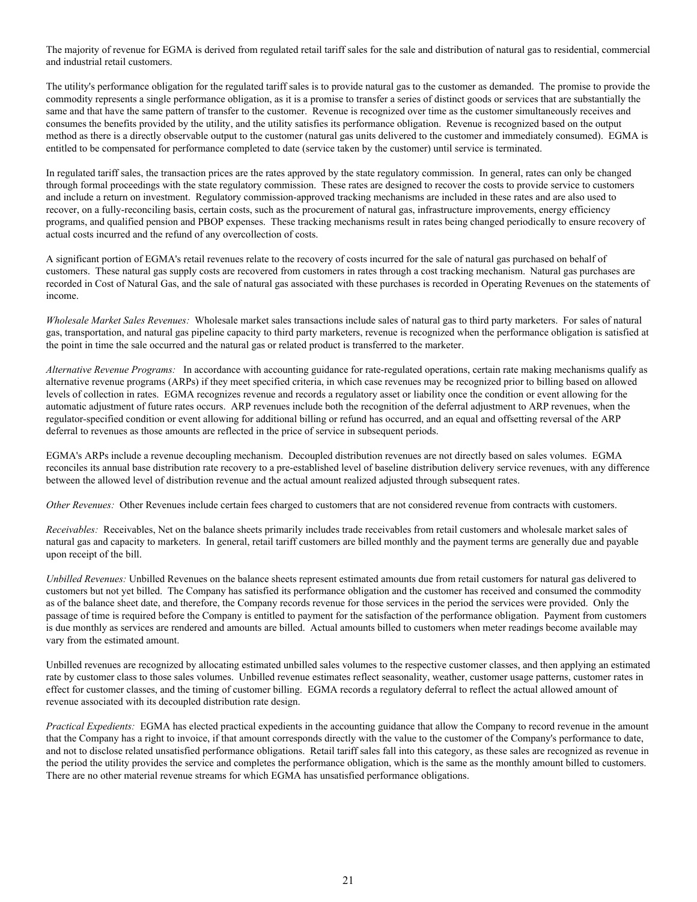The majority of revenue for EGMA is derived from regulated retail tariff sales for the sale and distribution of natural gas to residential, commercial and industrial retail customers.

The utility's performance obligation for the regulated tariff sales is to provide natural gas to the customer as demanded. The promise to provide the commodity represents a single performance obligation, as it is a promise to transfer a series of distinct goods or services that are substantially the same and that have the same pattern of transfer to the customer. Revenue is recognized over time as the customer simultaneously receives and consumes the benefits provided by the utility, and the utility satisfies its performance obligation. Revenue is recognized based on the output method as there is a directly observable output to the customer (natural gas units delivered to the customer and immediately consumed). EGMA is entitled to be compensated for performance completed to date (service taken by the customer) until service is terminated.

In regulated tariff sales, the transaction prices are the rates approved by the state regulatory commission. In general, rates can only be changed through formal proceedings with the state regulatory commission. These rates are designed to recover the costs to provide service to customers and include a return on investment. Regulatory commission-approved tracking mechanisms are included in these rates and are also used to recover, on a fully-reconciling basis, certain costs, such as the procurement of natural gas, infrastructure improvements, energy efficiency programs, and qualified pension and PBOP expenses. These tracking mechanisms result in rates being changed periodically to ensure recovery of actual costs incurred and the refund of any overcollection of costs.

A significant portion of EGMA's retail revenues relate to the recovery of costs incurred for the sale of natural gas purchased on behalf of customers. These natural gas supply costs are recovered from customers in rates through a cost tracking mechanism. Natural gas purchases are recorded in Cost of Natural Gas, and the sale of natural gas associated with these purchases is recorded in Operating Revenues on the statements of income.

*Wholesale Market Sales Revenues:* Wholesale market sales transactions include sales of natural gas to third party marketers. For sales of natural gas, transportation, and natural gas pipeline capacity to third party marketers, revenue is recognized when the performance obligation is satisfied at the point in time the sale occurred and the natural gas or related product is transferred to the marketer.

*Alternative Revenue Programs:* In accordance with accounting guidance for rate-regulated operations, certain rate making mechanisms qualify as alternative revenue programs (ARPs) if they meet specified criteria, in which case revenues may be recognized prior to billing based on allowed levels of collection in rates. EGMA recognizes revenue and records a regulatory asset or liability once the condition or event allowing for the automatic adjustment of future rates occurs. ARP revenues include both the recognition of the deferral adjustment to ARP revenues, when the regulator-specified condition or event allowing for additional billing or refund has occurred, and an equal and offsetting reversal of the ARP deferral to revenues as those amounts are reflected in the price of service in subsequent periods.

EGMA's ARPs include a revenue decoupling mechanism. Decoupled distribution revenues are not directly based on sales volumes. EGMA reconciles its annual base distribution rate recovery to a pre-established level of baseline distribution delivery service revenues, with any difference between the allowed level of distribution revenue and the actual amount realized adjusted through subsequent rates.

*Other Revenues:* Other Revenues include certain fees charged to customers that are not considered revenue from contracts with customers.

*Receivables:* Receivables, Net on the balance sheets primarily includes trade receivables from retail customers and wholesale market sales of natural gas and capacity to marketers. In general, retail tariff customers are billed monthly and the payment terms are generally due and payable upon receipt of the bill.

*Unbilled Revenues:* Unbilled Revenues on the balance sheets represent estimated amounts due from retail customers for natural gas delivered to customers but not yet billed. The Company has satisfied its performance obligation and the customer has received and consumed the commodity as of the balance sheet date, and therefore, the Company records revenue for those services in the period the services were provided. Only the passage of time is required before the Company is entitled to payment for the satisfaction of the performance obligation. Payment from customers is due monthly as services are rendered and amounts are billed. Actual amounts billed to customers when meter readings become available may vary from the estimated amount.

Unbilled revenues are recognized by allocating estimated unbilled sales volumes to the respective customer classes, and then applying an estimated rate by customer class to those sales volumes. Unbilled revenue estimates reflect seasonality, weather, customer usage patterns, customer rates in effect for customer classes, and the timing of customer billing. EGMA records a regulatory deferral to reflect the actual allowed amount of revenue associated with its decoupled distribution rate design.

*Practical Expedients:* EGMA has elected practical expedients in the accounting guidance that allow the Company to record revenue in the amount that the Company has a right to invoice, if that amount corresponds directly with the value to the customer of the Company's performance to date, and not to disclose related unsatisfied performance obligations. Retail tariff sales fall into this category, as these sales are recognized as revenue in the period the utility provides the service and completes the performance obligation, which is the same as the monthly amount billed to customers. There are no other material revenue streams for which EGMA has unsatisfied performance obligations.